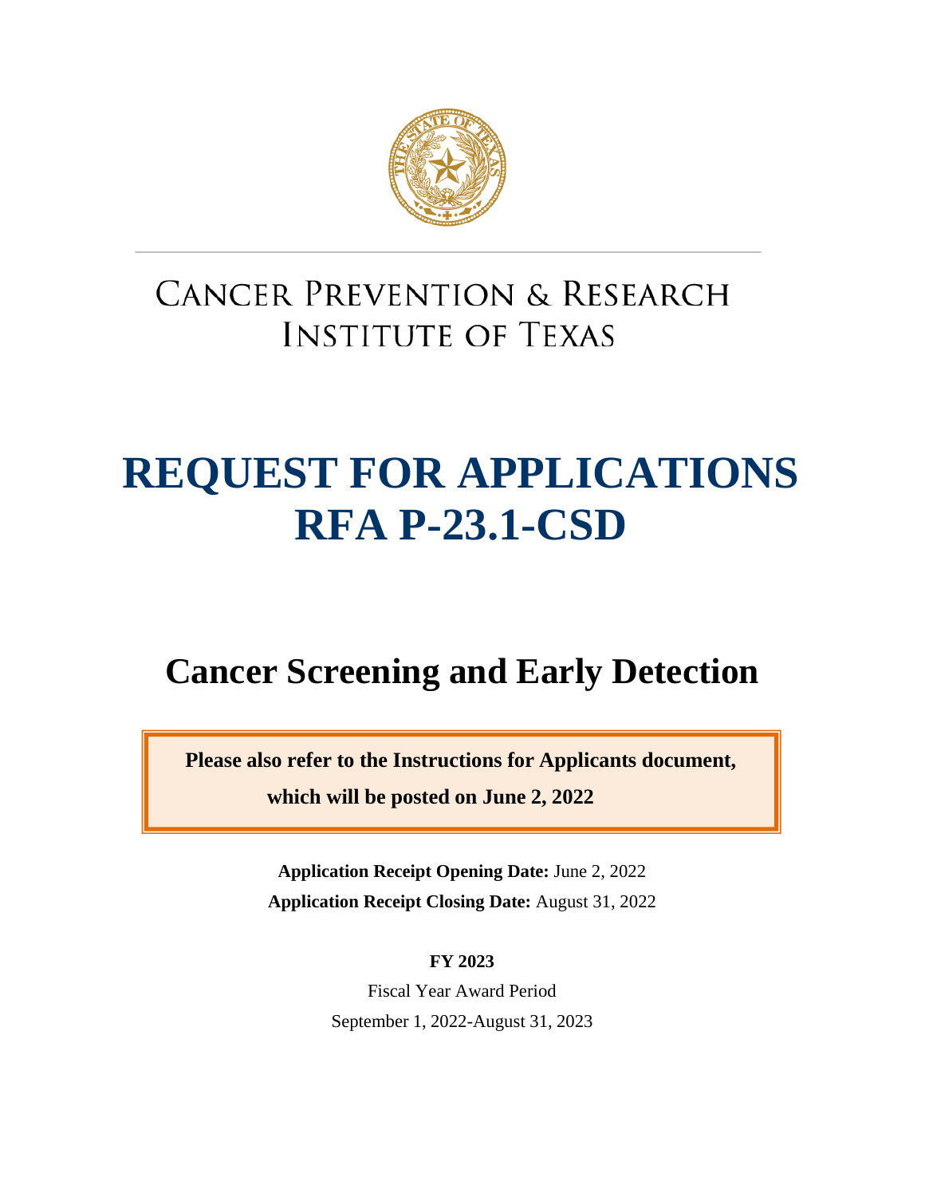# CANCER PREVENTION & RESEARCH INSTITUTE OF TEXAS

# REQUEST FOR APPLICATIONS
# RFA P-23.1-CSD

## Cancer Screening and Early Detection

**Please also refer to the Instructions for Applicants document, which will be posted on June 2, 2022**

**Application Receipt Opening Date:** June 2, 2022

**Application Receipt Closing Date:** August 31, 2022

**FY 2023**

Fiscal Year Award Period

September 1, 2022-August 31, 2023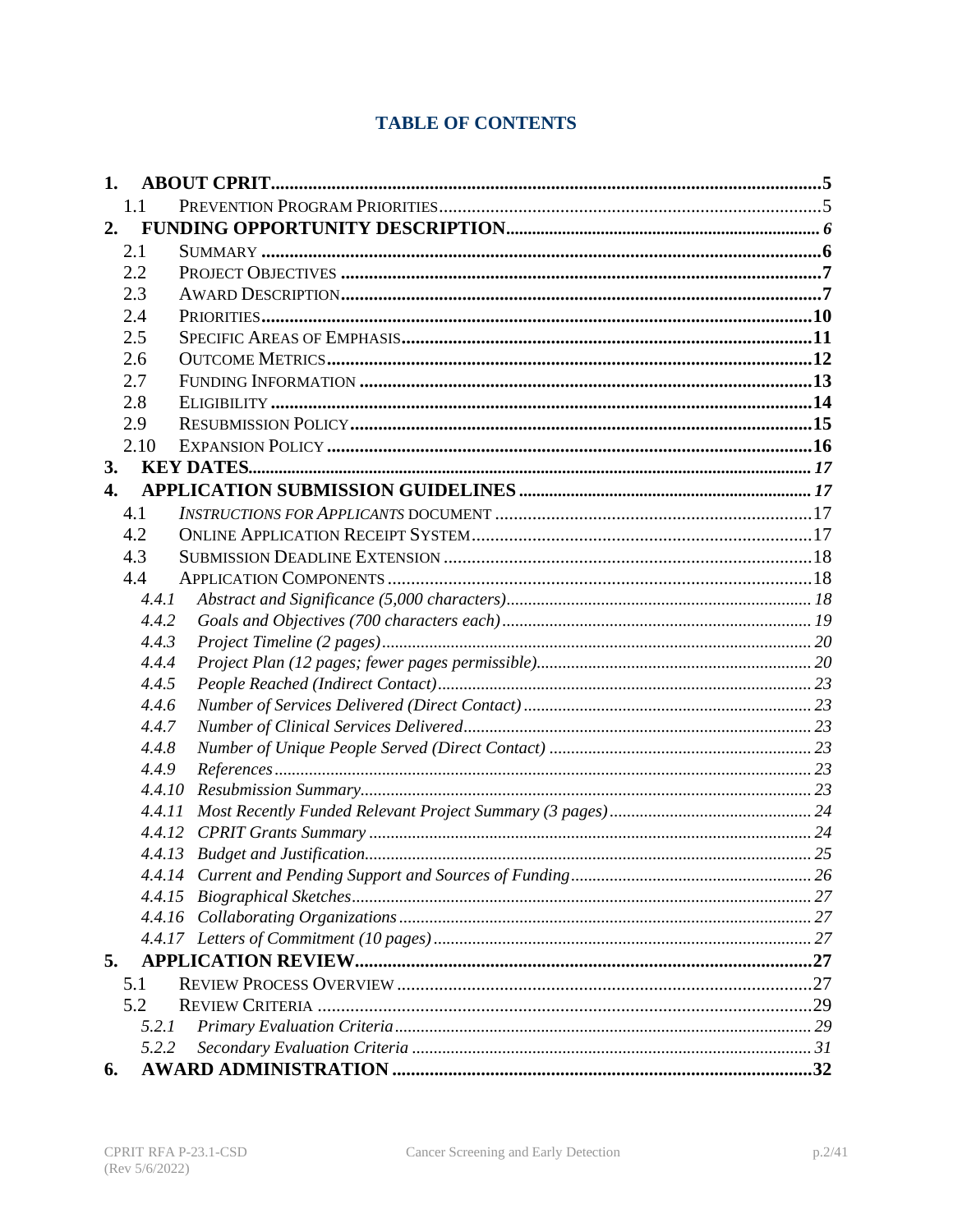# TABLE OF CONTENTS

**1. ABOUT CPRIT** .......... 5
- 1.1 Prevention Program Priorities .......... 5

**2. FUNDING OPPORTUNITY DESCRIPTION** .......... 6
- 2.1 Summary .......... 6
- 2.2 Project Objectives .......... 7
- 2.3 Award Description .......... 7
- 2.4 Priorities .......... 10
- 2.5 Specific Areas of Emphasis .......... 11
- 2.6 Outcome Metrics .......... 12
- 2.7 Funding Information .......... 13
- 2.8 Eligibility .......... 14
- 2.9 Resubmission Policy .......... 15
- 2.10 Expansion Policy .......... 16

**3. KEY DATES** .......... 17

**4. APPLICATION SUBMISSION GUIDELINES** .......... 17
- 4.1 *Instructions for Applicants* document .......... 17
- 4.2 Online Application Receipt System .......... 17
- 4.3 Submission Deadline Extension .......... 18
- 4.4 Application Components .......... 18
  - *4.4.1 Abstract and Significance (5,000 characters)* .......... 18
  - *4.4.2 Goals and Objectives (700 characters each)* .......... 19
  - *4.4.3 Project Timeline (2 pages)* .......... 20
  - *4.4.4 Project Plan (12 pages; fewer pages permissible)* .......... 20
  - *4.4.5 People Reached (Indirect Contact)* .......... 23
  - *4.4.6 Number of Services Delivered (Direct Contact)* .......... 23
  - *4.4.7 Number of Clinical Services Delivered* .......... 23
  - *4.4.8 Number of Unique People Served (Direct Contact)* .......... 23
  - *4.4.9 References* .......... 23
  - *4.4.10 Resubmission Summary* .......... 23
  - *4.4.11 Most Recently Funded Relevant Project Summary (3 pages)* .......... 24
  - *4.4.12 CPRIT Grants Summary* .......... 24
  - *4.4.13 Budget and Justification* .......... 25
  - *4.4.14 Current and Pending Support and Sources of Funding* .......... 26
  - *4.4.15 Biographical Sketches* .......... 27
  - *4.4.16 Collaborating Organizations* .......... 27
  - *4.4.17 Letters of Commitment (10 pages)* .......... 27

**5. APPLICATION REVIEW** .......... 27
- 5.1 Review Process Overview .......... 27
- 5.2 Review Criteria .......... 29
  - *5.2.1 Primary Evaluation Criteria* .......... 29
  - *5.2.2 Secondary Evaluation Criteria* .......... 31

**6. AWARD ADMINISTRATION** .......... 32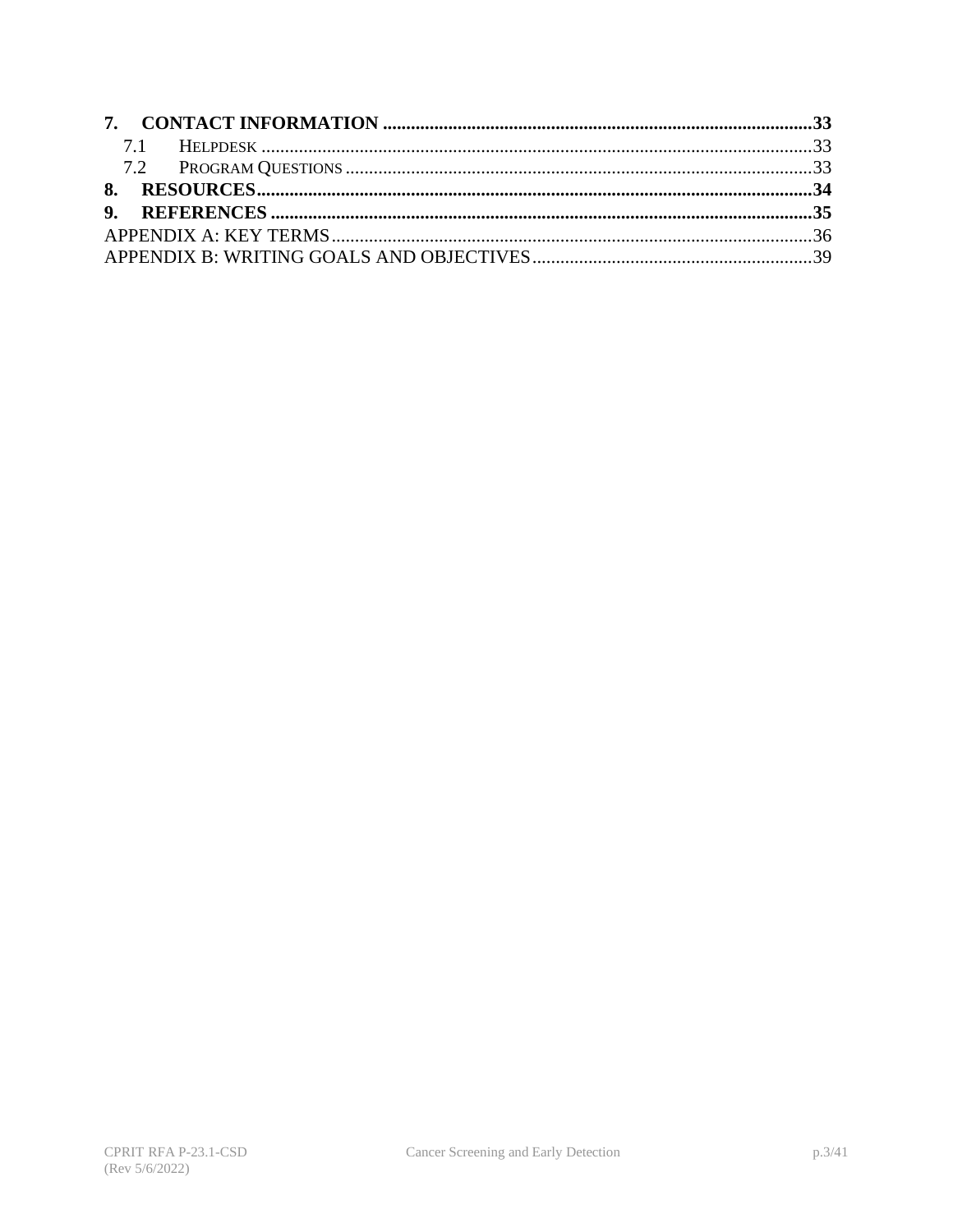**7. CONTACT INFORMATION ........................................................................................33**

7.1 HELPDESK ........................................................................................................33

7.2 PROGRAM QUESTIONS ......................................................................................33

**8. RESOURCES.......................................................................................................34**

**9. REFERENCES ....................................................................................................35**

APPENDIX A: KEY TERMS.......................................................................................36

APPENDIX B: WRITING GOALS AND OBJECTIVES...............................................39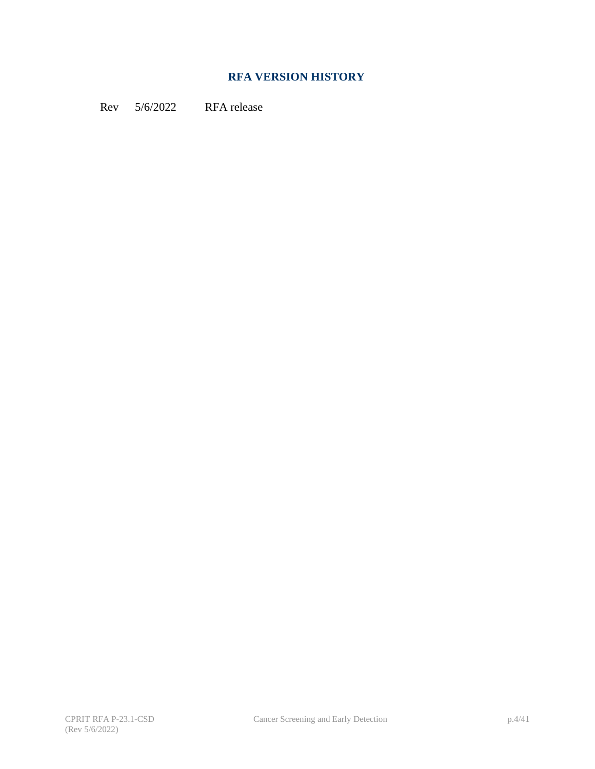## RFA VERSION HISTORY

Rev 5/6/2022 RFA release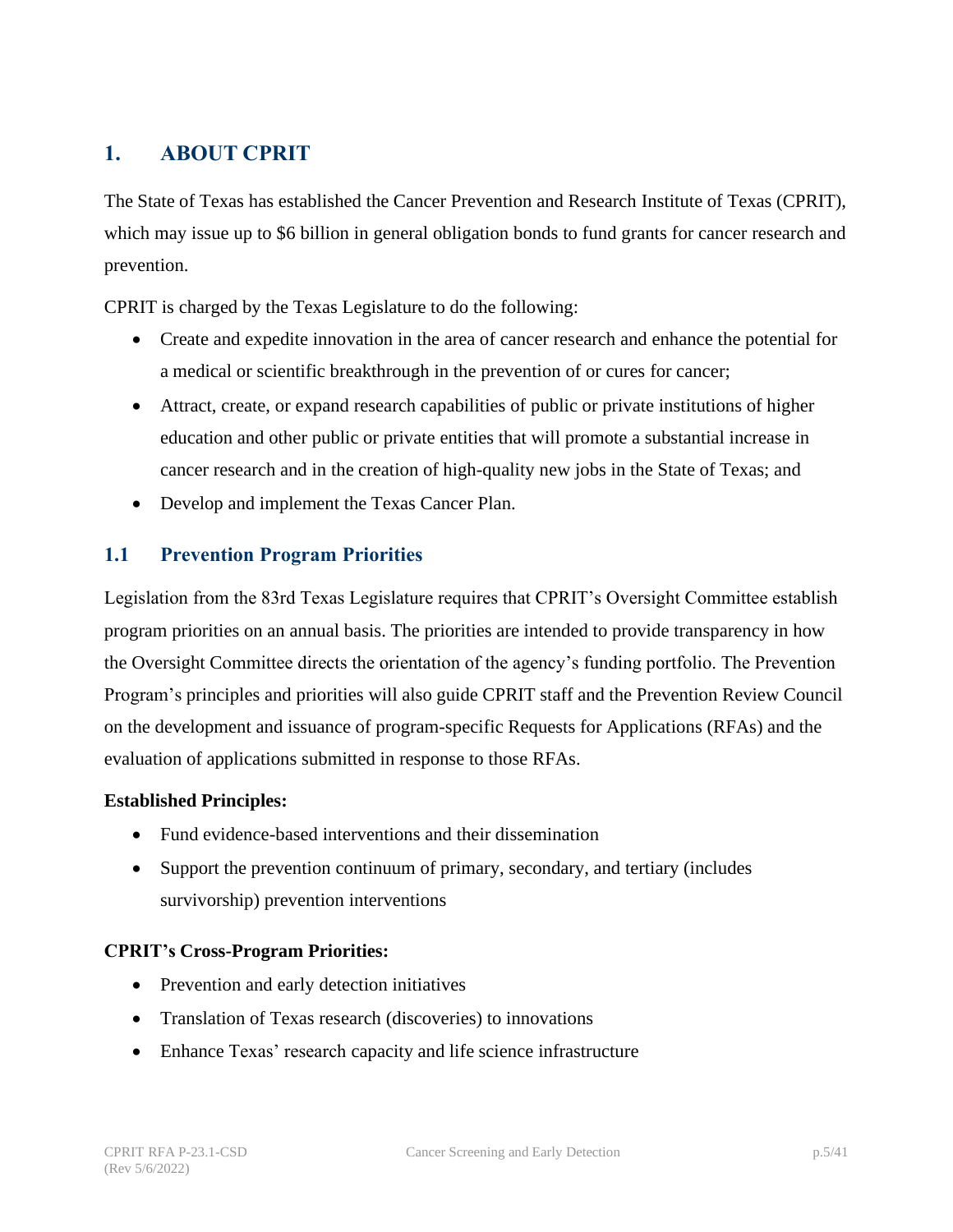# 1. ABOUT CPRIT

The State of Texas has established the Cancer Prevention and Research Institute of Texas (CPRIT), which may issue up to $6 billion in general obligation bonds to fund grants for cancer research and prevention.

CPRIT is charged by the Texas Legislature to do the following:

- Create and expedite innovation in the area of cancer research and enhance the potential for a medical or scientific breakthrough in the prevention of or cures for cancer;
- Attract, create, or expand research capabilities of public or private institutions of higher education and other public or private entities that will promote a substantial increase in cancer research and in the creation of high-quality new jobs in the State of Texas; and
- Develop and implement the Texas Cancer Plan.

## 1.1 Prevention Program Priorities

Legislation from the 83rd Texas Legislature requires that CPRIT's Oversight Committee establish program priorities on an annual basis. The priorities are intended to provide transparency in how the Oversight Committee directs the orientation of the agency's funding portfolio. The Prevention Program's principles and priorities will also guide CPRIT staff and the Prevention Review Council on the development and issuance of program-specific Requests for Applications (RFAs) and the evaluation of applications submitted in response to those RFAs.

**Established Principles:**

- Fund evidence-based interventions and their dissemination
- Support the prevention continuum of primary, secondary, and tertiary (includes survivorship) prevention interventions

**CPRIT's Cross-Program Priorities:**

- Prevention and early detection initiatives
- Translation of Texas research (discoveries) to innovations
- Enhance Texas' research capacity and life science infrastructure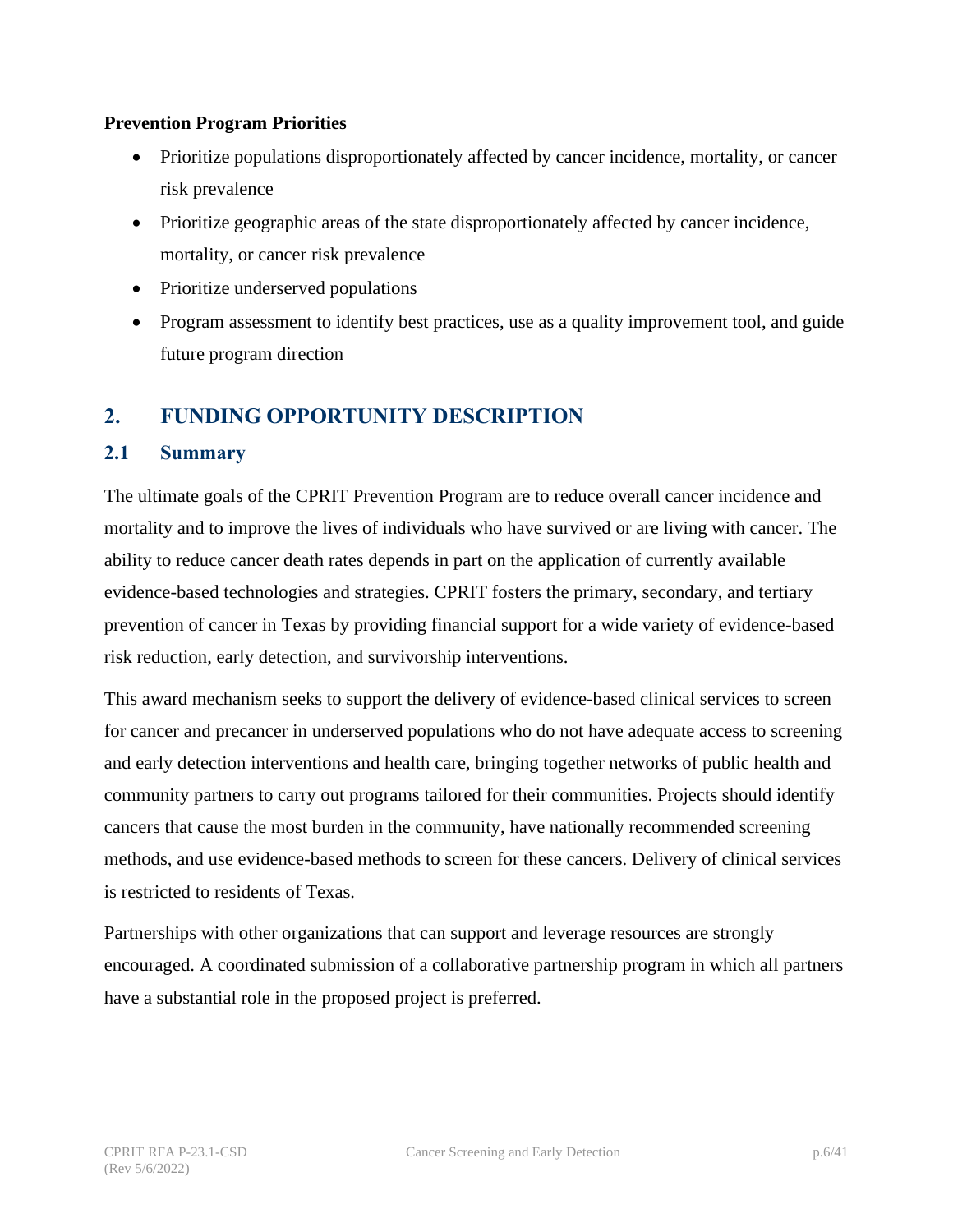**Prevention Program Priorities**

- Prioritize populations disproportionately affected by cancer incidence, mortality, or cancer risk prevalence
- Prioritize geographic areas of the state disproportionately affected by cancer incidence, mortality, or cancer risk prevalence
- Prioritize underserved populations
- Program assessment to identify best practices, use as a quality improvement tool, and guide future program direction

## 2. FUNDING OPPORTUNITY DESCRIPTION

### 2.1 Summary

The ultimate goals of the CPRIT Prevention Program are to reduce overall cancer incidence and mortality and to improve the lives of individuals who have survived or are living with cancer. The ability to reduce cancer death rates depends in part on the application of currently available evidence-based technologies and strategies. CPRIT fosters the primary, secondary, and tertiary prevention of cancer in Texas by providing financial support for a wide variety of evidence-based risk reduction, early detection, and survivorship interventions.

This award mechanism seeks to support the delivery of evidence-based clinical services to screen for cancer and precancer in underserved populations who do not have adequate access to screening and early detection interventions and health care, bringing together networks of public health and community partners to carry out programs tailored for their communities. Projects should identify cancers that cause the most burden in the community, have nationally recommended screening methods, and use evidence-based methods to screen for these cancers. Delivery of clinical services is restricted to residents of Texas.

Partnerships with other organizations that can support and leverage resources are strongly encouraged. A coordinated submission of a collaborative partnership program in which all partners have a substantial role in the proposed project is preferred.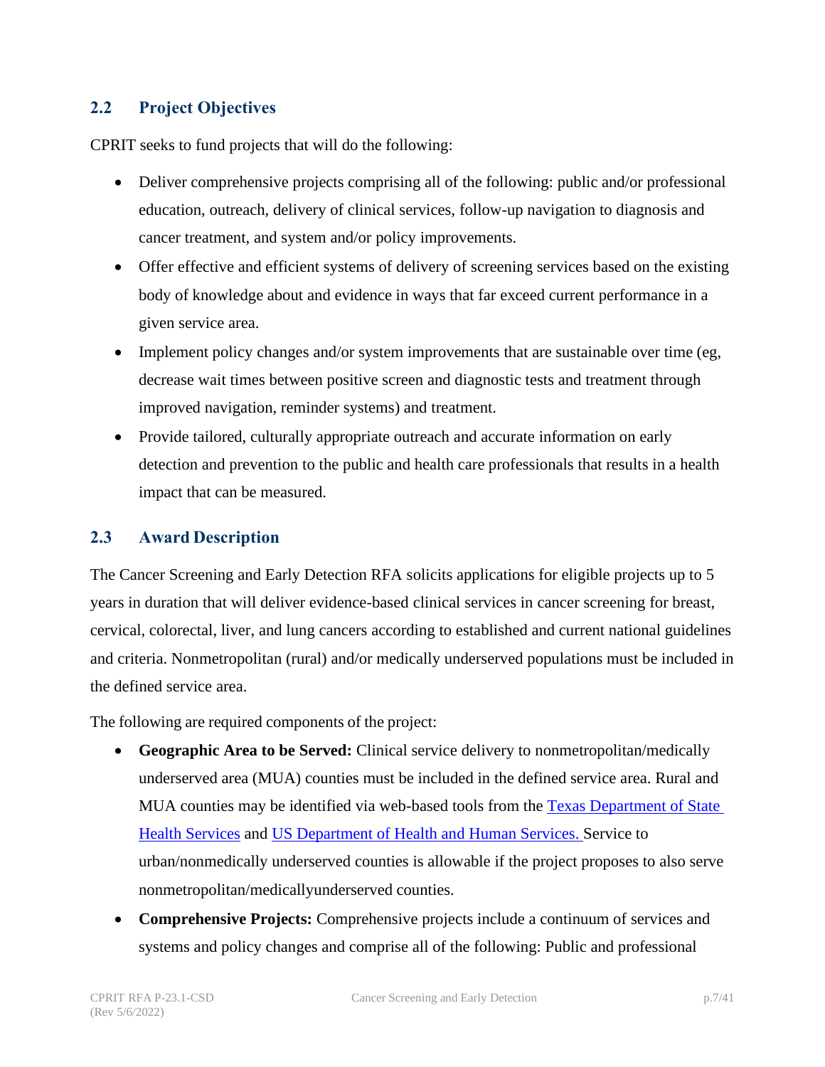## 2.2 Project Objectives

CPRIT seeks to fund projects that will do the following:

- Deliver comprehensive projects comprising all of the following: public and/or professional education, outreach, delivery of clinical services, follow-up navigation to diagnosis and cancer treatment, and system and/or policy improvements.
- Offer effective and efficient systems of delivery of screening services based on the existing body of knowledge about and evidence in ways that far exceed current performance in a given service area.
- Implement policy changes and/or system improvements that are sustainable over time (eg, decrease wait times between positive screen and diagnostic tests and treatment through improved navigation, reminder systems) and treatment.
- Provide tailored, culturally appropriate outreach and accurate information on early detection and prevention to the public and health care professionals that results in a health impact that can be measured.

## 2.3 Award Description

The Cancer Screening and Early Detection RFA solicits applications for eligible projects up to 5 years in duration that will deliver evidence-based clinical services in cancer screening for breast, cervical, colorectal, liver, and lung cancers according to established and current national guidelines and criteria. Nonmetropolitan (rural) and/or medically underserved populations must be included in the defined service area.

The following are required components of the project:

- **Geographic Area to be Served:** Clinical service delivery to nonmetropolitan/medically underserved area (MUA) counties must be included in the defined service area. Rural and MUA counties may be identified via web-based tools from the Texas Department of State Health Services and US Department of Health and Human Services. Service to urban/nonmedically underserved counties is allowable if the project proposes to also serve nonmetropolitan/medicallyunderserved counties.
- **Comprehensive Projects:** Comprehensive projects include a continuum of services and systems and policy changes and comprise all of the following: Public and professional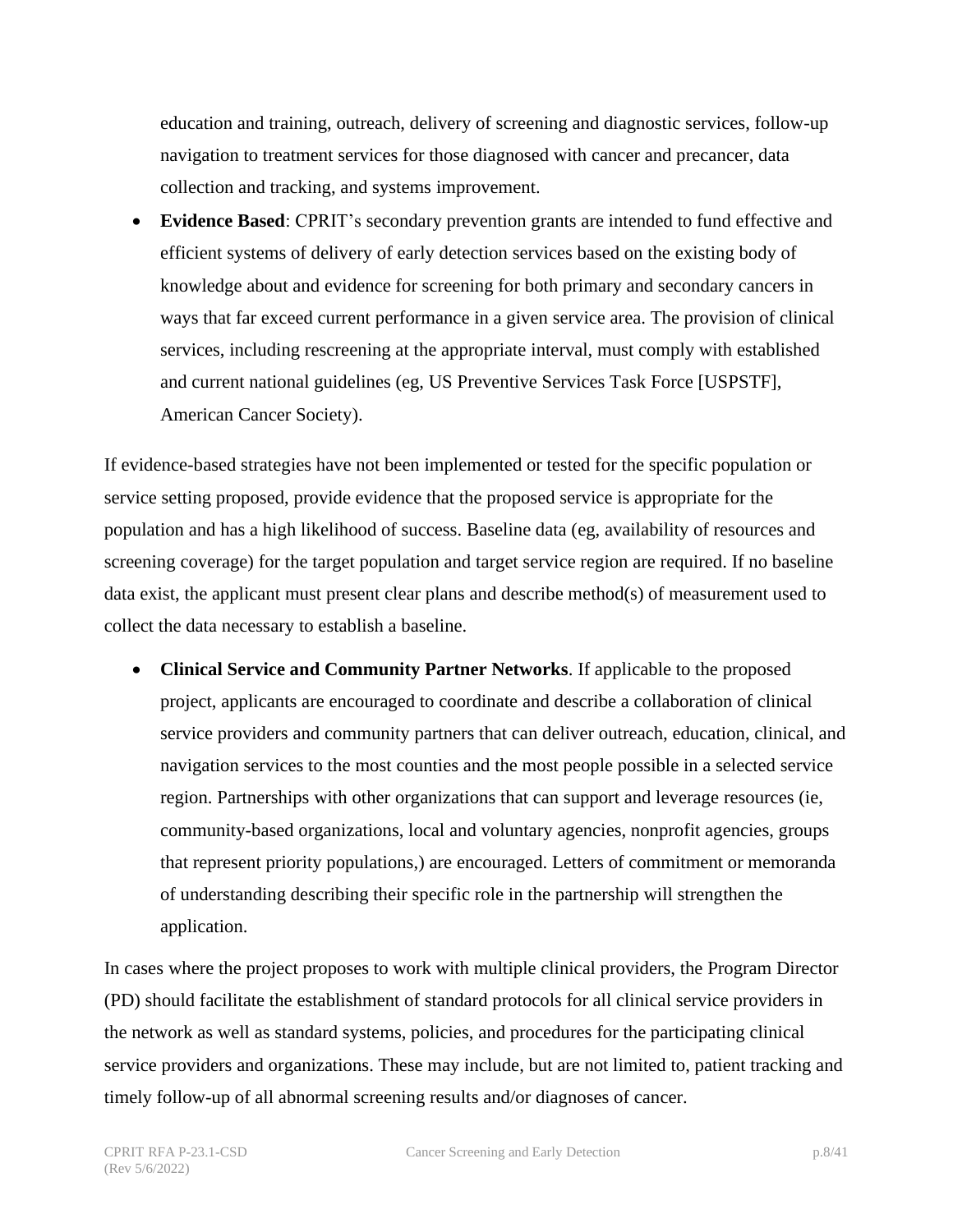education and training, outreach, delivery of screening and diagnostic services, follow-up navigation to treatment services for those diagnosed with cancer and precancer, data collection and tracking, and systems improvement.

- **Evidence Based**: CPRIT's secondary prevention grants are intended to fund effective and efficient systems of delivery of early detection services based on the existing body of knowledge about and evidence for screening for both primary and secondary cancers in ways that far exceed current performance in a given service area. The provision of clinical services, including rescreening at the appropriate interval, must comply with established and current national guidelines (eg, US Preventive Services Task Force [USPSTF], American Cancer Society).

If evidence-based strategies have not been implemented or tested for the specific population or service setting proposed, provide evidence that the proposed service is appropriate for the population and has a high likelihood of success. Baseline data (eg, availability of resources and screening coverage) for the target population and target service region are required. If no baseline data exist, the applicant must present clear plans and describe method(s) of measurement used to collect the data necessary to establish a baseline.

- **Clinical Service and Community Partner Networks**. If applicable to the proposed project, applicants are encouraged to coordinate and describe a collaboration of clinical service providers and community partners that can deliver outreach, education, clinical, and navigation services to the most counties and the most people possible in a selected service region. Partnerships with other organizations that can support and leverage resources (ie, community-based organizations, local and voluntary agencies, nonprofit agencies, groups that represent priority populations,) are encouraged. Letters of commitment or memoranda of understanding describing their specific role in the partnership will strengthen the application.

In cases where the project proposes to work with multiple clinical providers, the Program Director (PD) should facilitate the establishment of standard protocols for all clinical service providers in the network as well as standard systems, policies, and procedures for the participating clinical service providers and organizations. These may include, but are not limited to, patient tracking and timely follow-up of all abnormal screening results and/or diagnoses of cancer.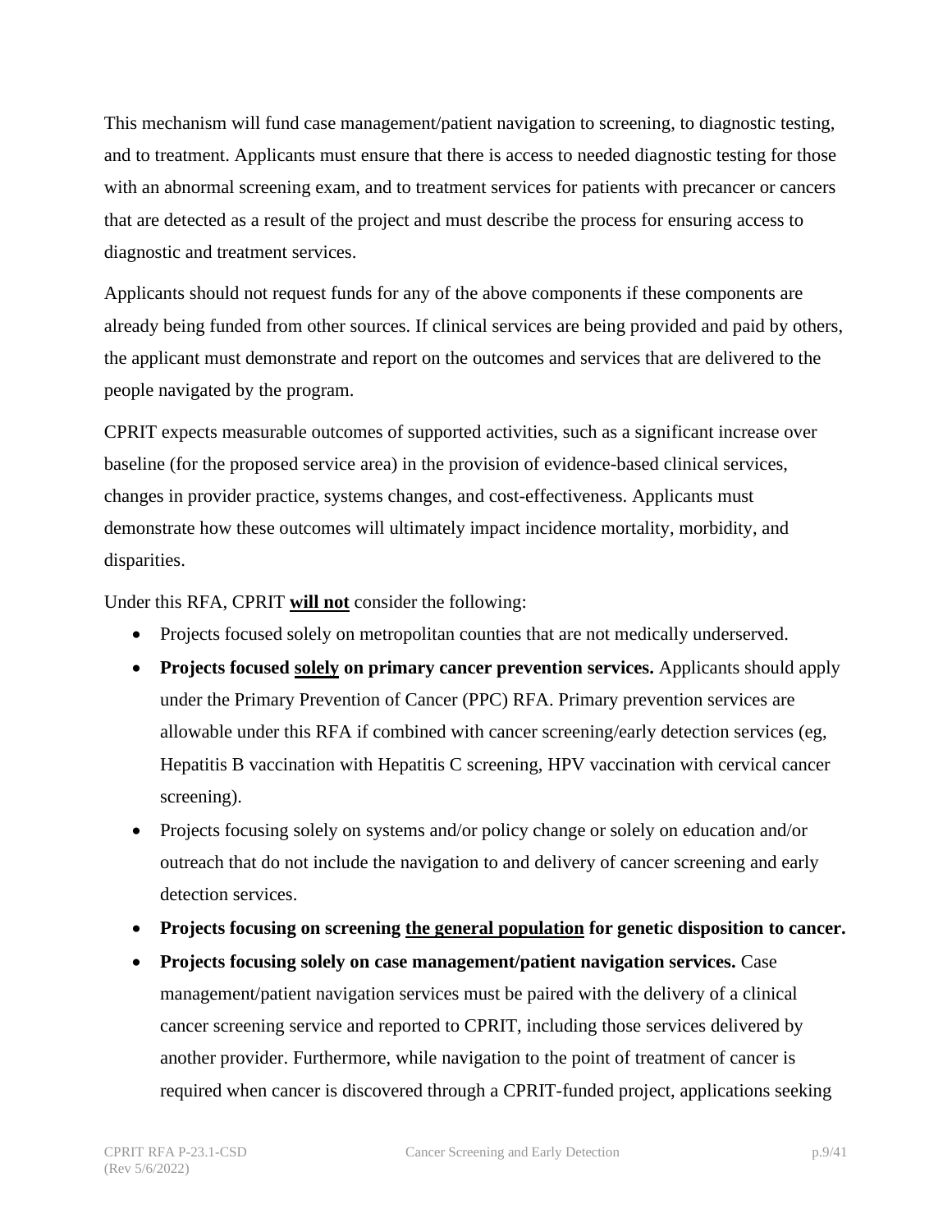This mechanism will fund case management/patient navigation to screening, to diagnostic testing, and to treatment. Applicants must ensure that there is access to needed diagnostic testing for those with an abnormal screening exam, and to treatment services for patients with precancer or cancers that are detected as a result of the project and must describe the process for ensuring access to diagnostic and treatment services.

Applicants should not request funds for any of the above components if these components are already being funded from other sources. If clinical services are being provided and paid by others, the applicant must demonstrate and report on the outcomes and services that are delivered to the people navigated by the program.

CPRIT expects measurable outcomes of supported activities, such as a significant increase over baseline (for the proposed service area) in the provision of evidence-based clinical services, changes in provider practice, systems changes, and cost-effectiveness. Applicants must demonstrate how these outcomes will ultimately impact incidence mortality, morbidity, and disparities.

Under this RFA, CPRIT **will not** consider the following:

- Projects focused solely on metropolitan counties that are not medically underserved.
- **Projects focused solely on primary cancer prevention services.** Applicants should apply under the Primary Prevention of Cancer (PPC) RFA. Primary prevention services are allowable under this RFA if combined with cancer screening/early detection services (eg, Hepatitis B vaccination with Hepatitis C screening, HPV vaccination with cervical cancer screening).
- Projects focusing solely on systems and/or policy change or solely on education and/or outreach that do not include the navigation to and delivery of cancer screening and early detection services.
- **Projects focusing on screening the general population for genetic disposition to cancer.**
- **Projects focusing solely on case management/patient navigation services.** Case management/patient navigation services must be paired with the delivery of a clinical cancer screening service and reported to CPRIT, including those services delivered by another provider. Furthermore, while navigation to the point of treatment of cancer is required when cancer is discovered through a CPRIT-funded project, applications seeking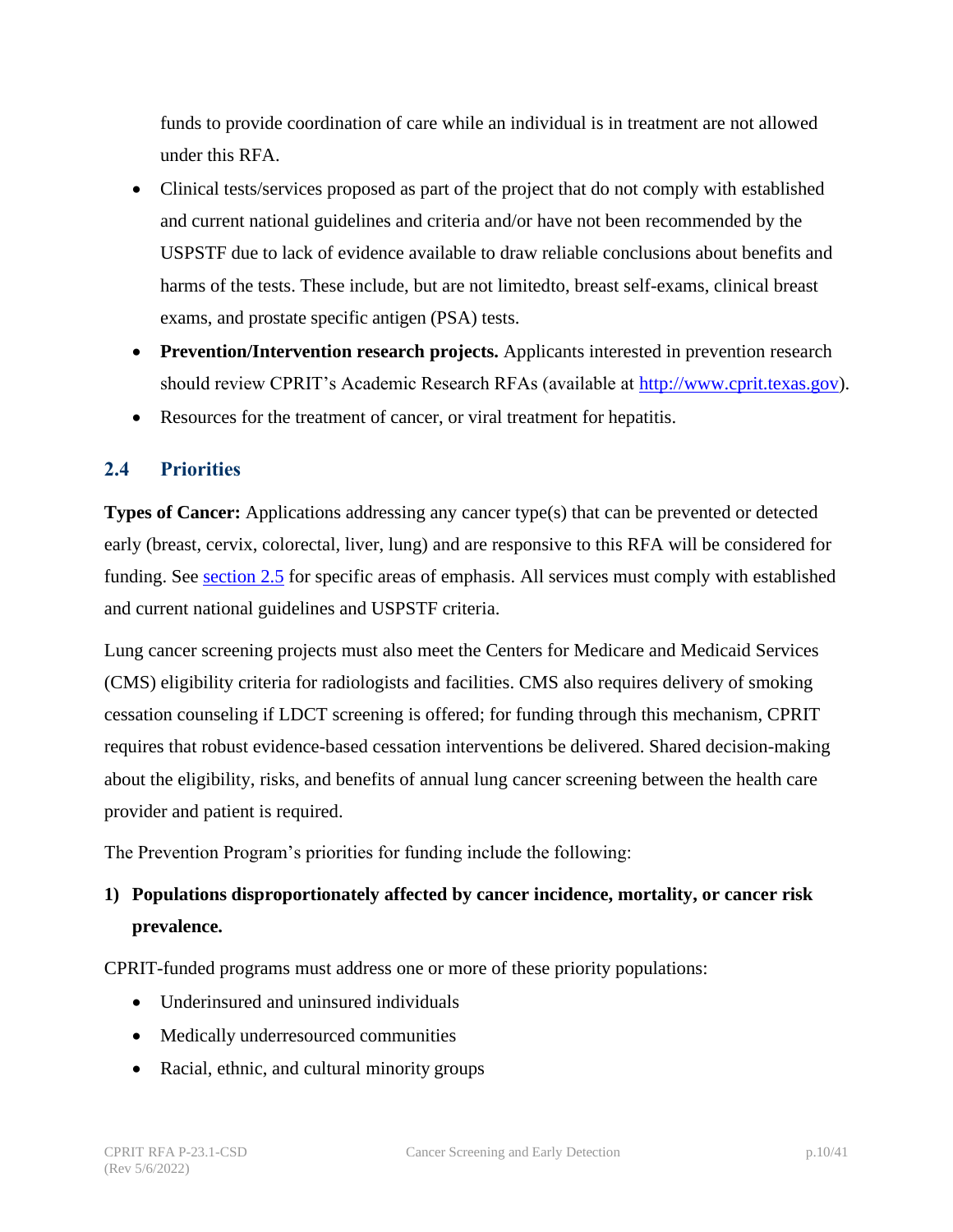funds to provide coordination of care while an individual is in treatment are not allowed under this RFA.

- Clinical tests/services proposed as part of the project that do not comply with established and current national guidelines and criteria and/or have not been recommended by the USPSTF due to lack of evidence available to draw reliable conclusions about benefits and harms of the tests. These include, but are not limitedto, breast self-exams, clinical breast exams, and prostate specific antigen (PSA) tests.
- **Prevention/Intervention research projects.** Applicants interested in prevention research should review CPRIT's Academic Research RFAs (available at [http://www.cprit.texas.gov](http://www.cprit.texas.gov)).
- Resources for the treatment of cancer, or viral treatment for hepatitis.

## 2.4 Priorities

**Types of Cancer:** Applications addressing any cancer type(s) that can be prevented or detected early (breast, cervix, colorectal, liver, lung) and are responsive to this RFA will be considered for funding. See section 2.5 for specific areas of emphasis. All services must comply with established and current national guidelines and USPSTF criteria.

Lung cancer screening projects must also meet the Centers for Medicare and Medicaid Services (CMS) eligibility criteria for radiologists and facilities. CMS also requires delivery of smoking cessation counseling if LDCT screening is offered; for funding through this mechanism, CPRIT requires that robust evidence-based cessation interventions be delivered. Shared decision-making about the eligibility, risks, and benefits of annual lung cancer screening between the health care provider and patient is required.

The Prevention Program's priorities for funding include the following:

1) **Populations disproportionately affected by cancer incidence, mortality, or cancer risk prevalence.**

CPRIT-funded programs must address one or more of these priority populations:

- Underinsured and uninsured individuals
- Medically underresourced communities
- Racial, ethnic, and cultural minority groups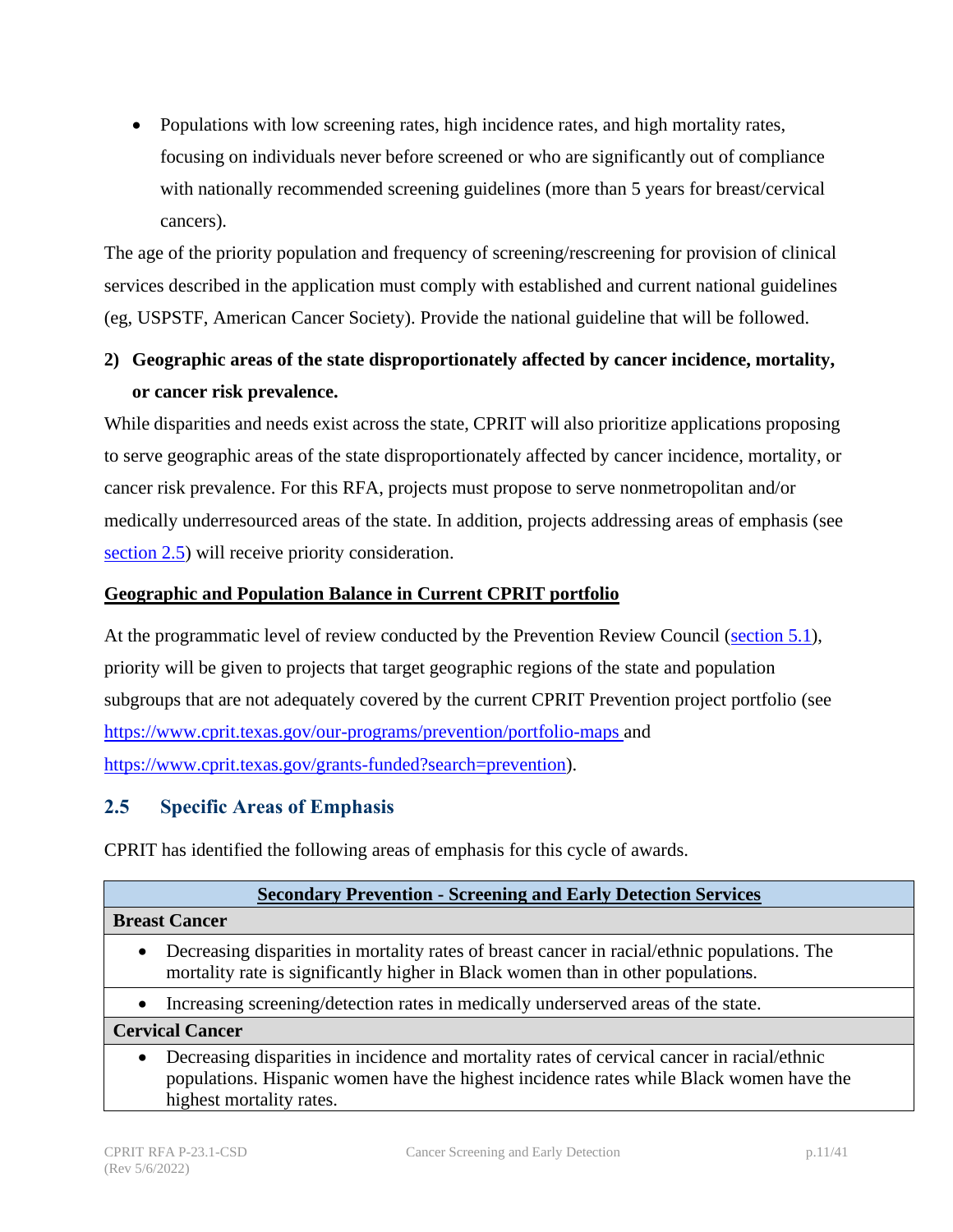- Populations with low screening rates, high incidence rates, and high mortality rates, focusing on individuals never before screened or who are significantly out of compliance with nationally recommended screening guidelines (more than 5 years for breast/cervical cancers).

The age of the priority population and frequency of screening/rescreening for provision of clinical services described in the application must comply with established and current national guidelines (eg, USPSTF, American Cancer Society). Provide the national guideline that will be followed.

**2) Geographic areas of the state disproportionately affected by cancer incidence, mortality, or cancer risk prevalence.**

While disparities and needs exist across the state, CPRIT will also prioritize applications proposing to serve geographic areas of the state disproportionately affected by cancer incidence, mortality, or cancer risk prevalence. For this RFA, projects must propose to serve nonmetropolitan and/or medically underresourced areas of the state. In addition, projects addressing areas of emphasis (see section 2.5) will receive priority consideration.

**Geographic and Population Balance in Current CPRIT portfolio**

At the programmatic level of review conducted by the Prevention Review Council (section 5.1), priority will be given to projects that target geographic regions of the state and population subgroups that are not adequately covered by the current CPRIT Prevention project portfolio (see https://www.cprit.texas.gov/our-programs/prevention/portfolio-maps and https://www.cprit.texas.gov/grants-funded?search=prevention).

## 2.5 Specific Areas of Emphasis

CPRIT has identified the following areas of emphasis for this cycle of awards.

| Secondary Prevention - Screening and Early Detection Services |
|---|
| **Breast Cancer** |
| • Decreasing disparities in mortality rates of breast cancer in racial/ethnic populations. The mortality rate is significantly higher in Black women than in other populations. |
| • Increasing screening/detection rates in medically underserved areas of the state. |
| **Cervical Cancer** |
| • Decreasing disparities in incidence and mortality rates of cervical cancer in racial/ethnic populations. Hispanic women have the highest incidence rates while Black women have the highest mortality rates. |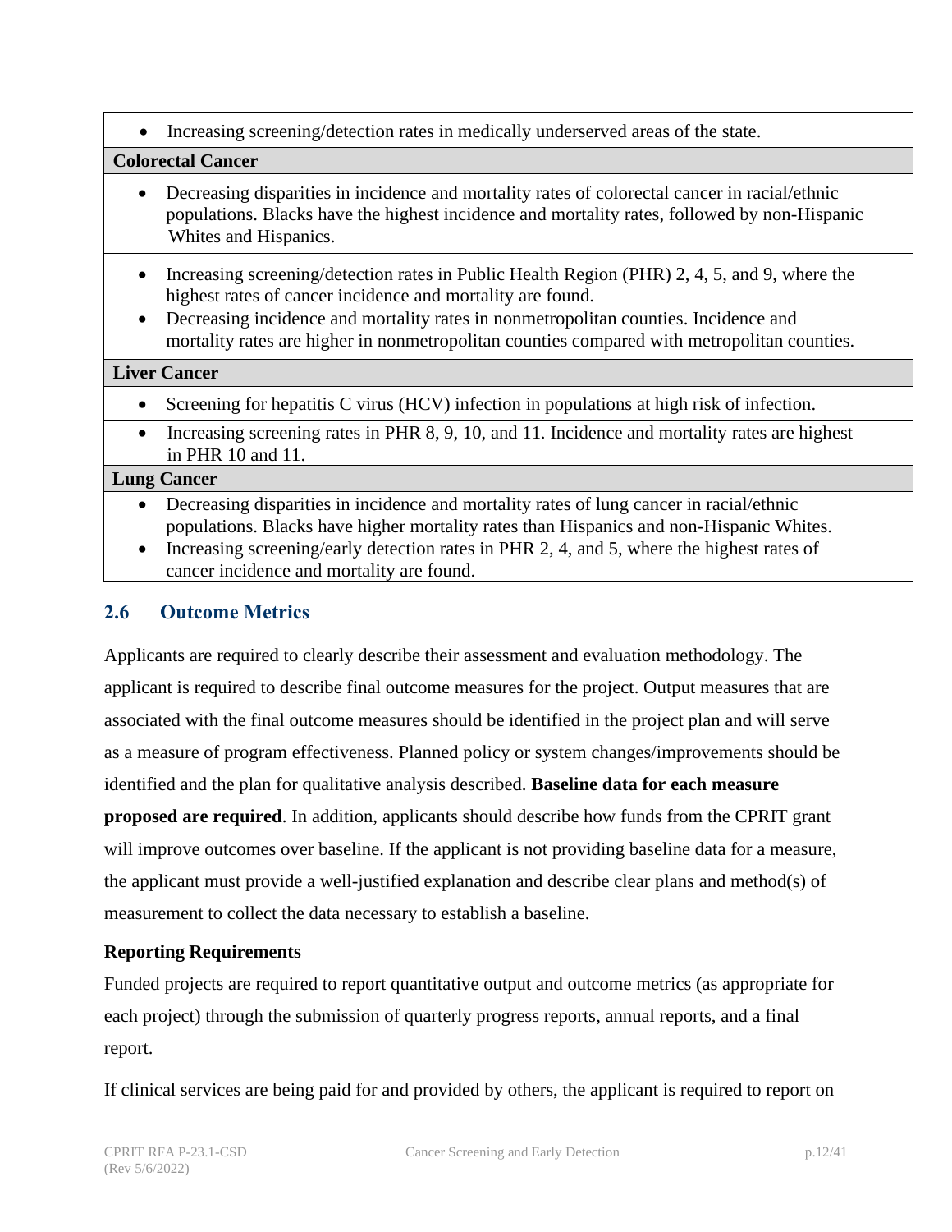| |
|---|
| • Increasing screening/detection rates in medically underserved areas of the state. |
| **Colorectal Cancer** |
| • Decreasing disparities in incidence and mortality rates of colorectal cancer in racial/ethnic populations. Blacks have the highest incidence and mortality rates, followed by non-Hispanic Whites and Hispanics. |
| • Increasing screening/detection rates in Public Health Region (PHR) 2, 4, 5, and 9, where the highest rates of cancer incidence and mortality are found.<br>• Decreasing incidence and mortality rates in nonmetropolitan counties. Incidence and mortality rates are higher in nonmetropolitan counties compared with metropolitan counties. |
| **Liver Cancer** |
| • Screening for hepatitis C virus (HCV) infection in populations at high risk of infection. |
| • Increasing screening rates in PHR 8, 9, 10, and 11. Incidence and mortality rates are highest in PHR 10 and 11. |
| **Lung Cancer** |
| • Decreasing disparities in incidence and mortality rates of lung cancer in racial/ethnic populations. Blacks have higher mortality rates than Hispanics and non-Hispanic Whites.<br>• Increasing screening/early detection rates in PHR 2, 4, and 5, where the highest rates of cancer incidence and mortality are found. |

## 2.6 Outcome Metrics

Applicants are required to clearly describe their assessment and evaluation methodology. The applicant is required to describe final outcome measures for the project. Output measures that are associated with the final outcome measures should be identified in the project plan and will serve as a measure of program effectiveness. Planned policy or system changes/improvements should be identified and the plan for qualitative analysis described. **Baseline data for each measure proposed are required**. In addition, applicants should describe how funds from the CPRIT grant will improve outcomes over baseline. If the applicant is not providing baseline data for a measure, the applicant must provide a well-justified explanation and describe clear plans and method(s) of measurement to collect the data necessary to establish a baseline.

**Reporting Requirements**

Funded projects are required to report quantitative output and outcome metrics (as appropriate for each project) through the submission of quarterly progress reports, annual reports, and a final report.

If clinical services are being paid for and provided by others, the applicant is required to report on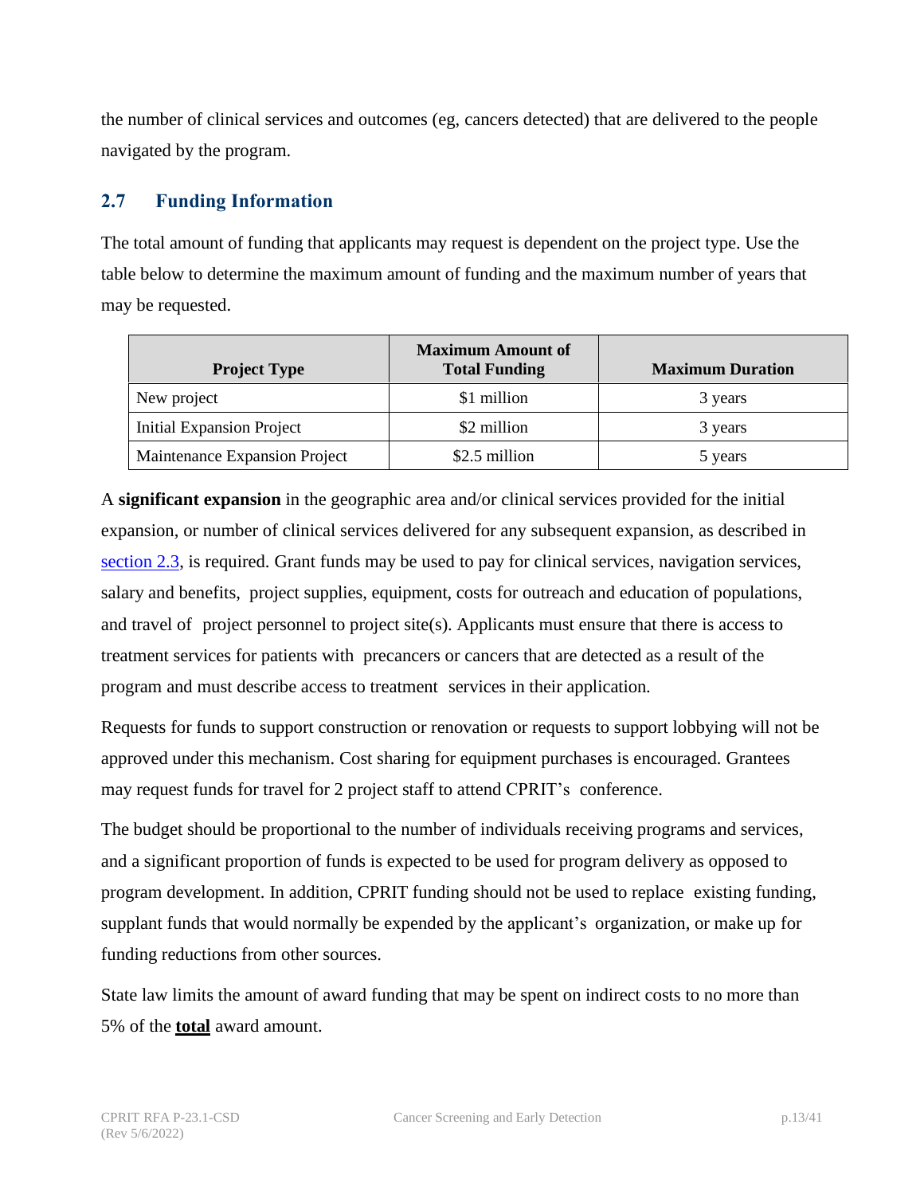the number of clinical services and outcomes (eg, cancers detected) that are delivered to the people navigated by the program.

## 2.7 Funding Information

The total amount of funding that applicants may request is dependent on the project type. Use the table below to determine the maximum amount of funding and the maximum number of years that may be requested.

| Project Type | Maximum Amount of Total Funding | Maximum Duration |
|---|---|---|
| New project | $1 million | 3 years |
| Initial Expansion Project | $2 million | 3 years |
| Maintenance Expansion Project | $2.5 million | 5 years |

A **significant expansion** in the geographic area and/or clinical services provided for the initial expansion, or number of clinical services delivered for any subsequent expansion, as described in section 2.3, is required. Grant funds may be used to pay for clinical services, navigation services, salary and benefits, project supplies, equipment, costs for outreach and education of populations, and travel of project personnel to project site(s). Applicants must ensure that there is access to treatment services for patients with precancers or cancers that are detected as a result of the program and must describe access to treatment services in their application.

Requests for funds to support construction or renovation or requests to support lobbying will not be approved under this mechanism. Cost sharing for equipment purchases is encouraged. Grantees may request funds for travel for 2 project staff to attend CPRIT's conference.

The budget should be proportional to the number of individuals receiving programs and services, and a significant proportion of funds is expected to be used for program delivery as opposed to program development. In addition, CPRIT funding should not be used to replace existing funding, supplant funds that would normally be expended by the applicant's organization, or make up for funding reductions from other sources.

State law limits the amount of award funding that may be spent on indirect costs to no more than 5% of the **total** award amount.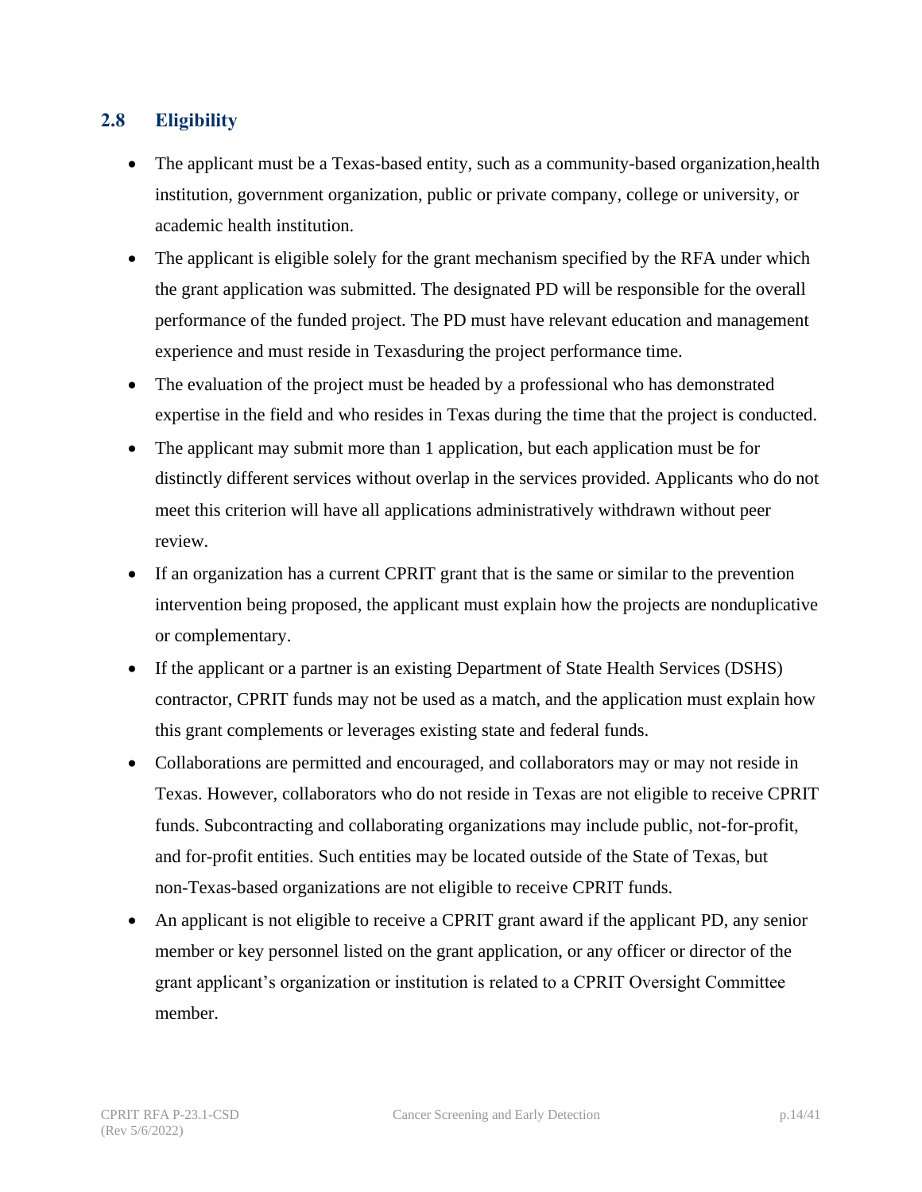## 2.8 Eligibility

- The applicant must be a Texas-based entity, such as a community-based organization,health institution, government organization, public or private company, college or university, or academic health institution.
- The applicant is eligible solely for the grant mechanism specified by the RFA under which the grant application was submitted. The designated PD will be responsible for the overall performance of the funded project. The PD must have relevant education and management experience and must reside in Texasduring the project performance time.
- The evaluation of the project must be headed by a professional who has demonstrated expertise in the field and who resides in Texas during the time that the project is conducted.
- The applicant may submit more than 1 application, but each application must be for distinctly different services without overlap in the services provided. Applicants who do not meet this criterion will have all applications administratively withdrawn without peer review.
- If an organization has a current CPRIT grant that is the same or similar to the prevention intervention being proposed, the applicant must explain how the projects are nonduplicative or complementary.
- If the applicant or a partner is an existing Department of State Health Services (DSHS) contractor, CPRIT funds may not be used as a match, and the application must explain how this grant complements or leverages existing state and federal funds.
- Collaborations are permitted and encouraged, and collaborators may or may not reside in Texas. However, collaborators who do not reside in Texas are not eligible to receive CPRIT funds. Subcontracting and collaborating organizations may include public, not-for-profit, and for-profit entities. Such entities may be located outside of the State of Texas, but non-Texas-based organizations are not eligible to receive CPRIT funds.
- An applicant is not eligible to receive a CPRIT grant award if the applicant PD, any senior member or key personnel listed on the grant application, or any officer or director of the grant applicant's organization or institution is related to a CPRIT Oversight Committee member.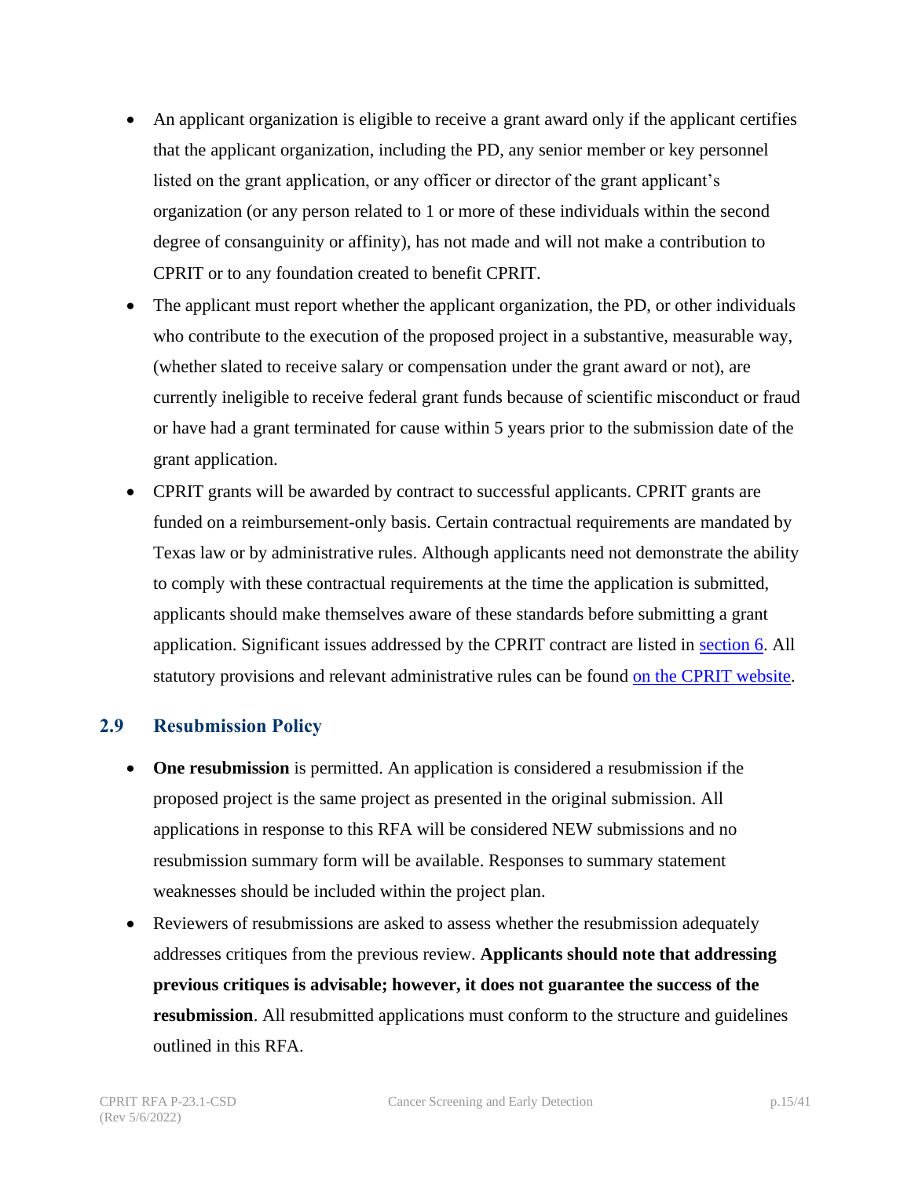- An applicant organization is eligible to receive a grant award only if the applicant certifies that the applicant organization, including the PD, any senior member or key personnel listed on the grant application, or any officer or director of the grant applicant's organization (or any person related to 1 or more of these individuals within the second degree of consanguinity or affinity), has not made and will not make a contribution to CPRIT or to any foundation created to benefit CPRIT.
- The applicant must report whether the applicant organization, the PD, or other individuals who contribute to the execution of the proposed project in a substantive, measurable way, (whether slated to receive salary or compensation under the grant award or not), are currently ineligible to receive federal grant funds because of scientific misconduct or fraud or have had a grant terminated for cause within 5 years prior to the submission date of the grant application.
- CPRIT grants will be awarded by contract to successful applicants. CPRIT grants are funded on a reimbursement-only basis. Certain contractual requirements are mandated by Texas law or by administrative rules. Although applicants need not demonstrate the ability to comply with these contractual requirements at the time the application is submitted, applicants should make themselves aware of these standards before submitting a grant application. Significant issues addressed by the CPRIT contract are listed in section 6. All statutory provisions and relevant administrative rules can be found on the CPRIT website.

## 2.9 Resubmission Policy

- **One resubmission** is permitted. An application is considered a resubmission if the proposed project is the same project as presented in the original submission. All applications in response to this RFA will be considered NEW submissions and no resubmission summary form will be available. Responses to summary statement weaknesses should be included within the project plan.
- Reviewers of resubmissions are asked to assess whether the resubmission adequately addresses critiques from the previous review. **Applicants should note that addressing previous critiques is advisable; however, it does not guarantee the success of the resubmission**. All resubmitted applications must conform to the structure and guidelines outlined in this RFA.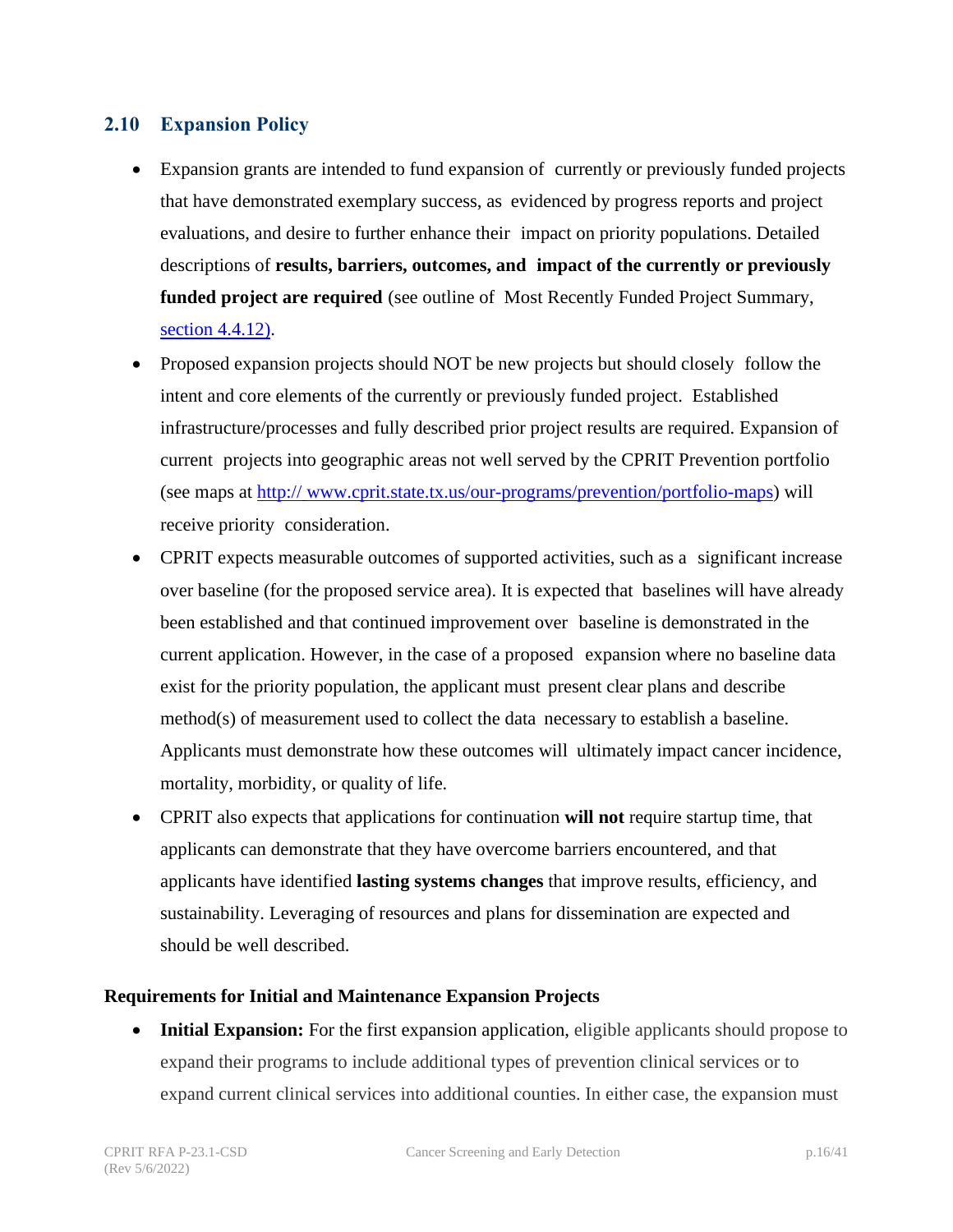## 2.10 Expansion Policy

- Expansion grants are intended to fund expansion of currently or previously funded projects that have demonstrated exemplary success, as evidenced by progress reports and project evaluations, and desire to further enhance their impact on priority populations. Detailed descriptions of **results, barriers, outcomes, and impact of the currently or previously funded project are required** (see outline of Most Recently Funded Project Summary, [section 4.4.12)](#).
- Proposed expansion projects should NOT be new projects but should closely follow the intent and core elements of the currently or previously funded project. Established infrastructure/processes and fully described prior project results are required. Expansion of current projects into geographic areas not well served by the CPRIT Prevention portfolio (see maps at [http:// www.cprit.state.tx.us/our-programs/prevention/portfolio-maps](http://www.cprit.state.tx.us/our-programs/prevention/portfolio-maps)) will receive priority consideration.
- CPRIT expects measurable outcomes of supported activities, such as a significant increase over baseline (for the proposed service area). It is expected that baselines will have already been established and that continued improvement over baseline is demonstrated in the current application. However, in the case of a proposed expansion where no baseline data exist for the priority population, the applicant must present clear plans and describe method(s) of measurement used to collect the data necessary to establish a baseline. Applicants must demonstrate how these outcomes will ultimately impact cancer incidence, mortality, morbidity, or quality of life.
- CPRIT also expects that applications for continuation **will not** require startup time, that applicants can demonstrate that they have overcome barriers encountered, and that applicants have identified **lasting systems changes** that improve results, efficiency, and sustainability. Leveraging of resources and plans for dissemination are expected and should be well described.

**Requirements for Initial and Maintenance Expansion Projects**

- **Initial Expansion:** For the first expansion application, eligible applicants should propose to expand their programs to include additional types of prevention clinical services or to expand current clinical services into additional counties. In either case, the expansion must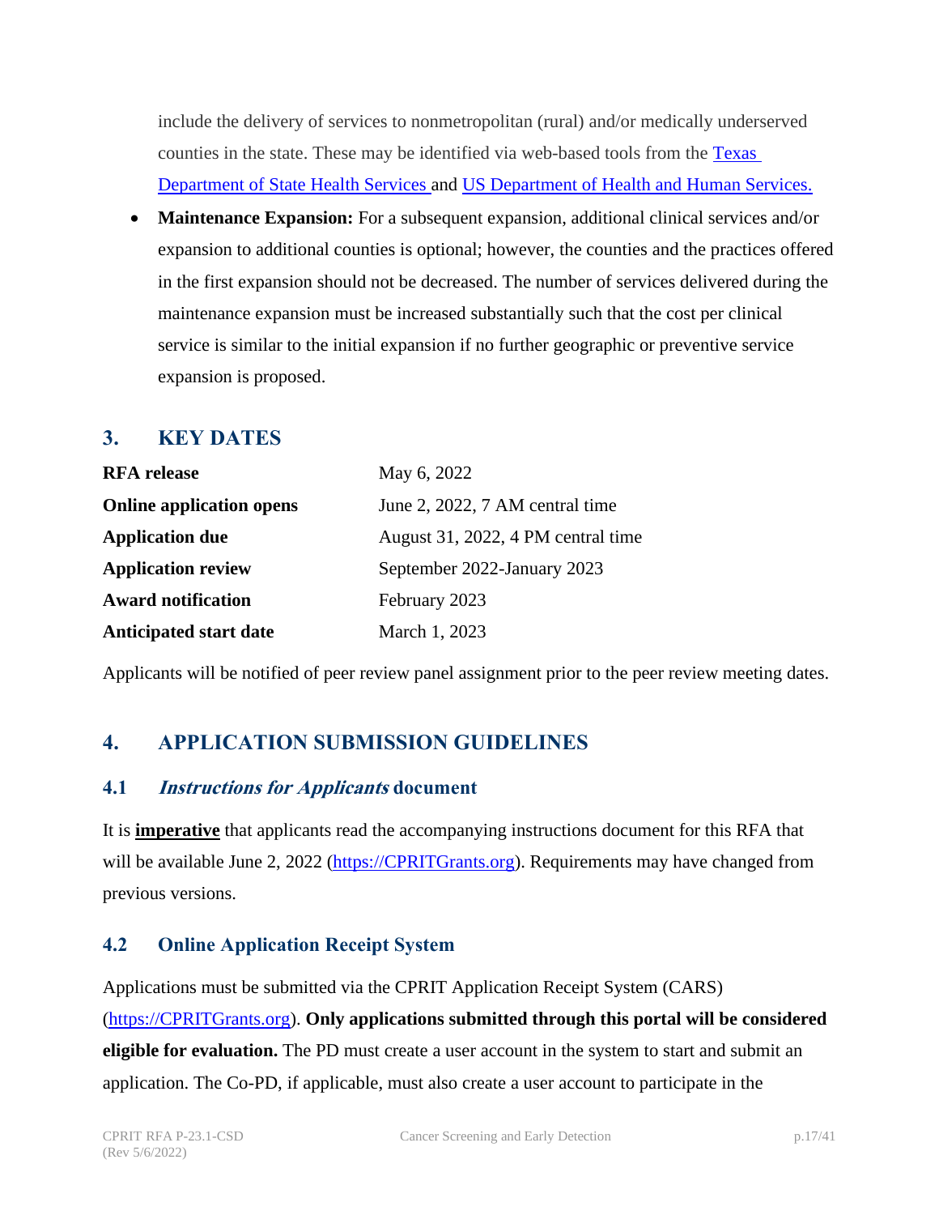include the delivery of services to nonmetropolitan (rural) and/or medically underserved counties in the state. These may be identified via web-based tools from the [Texas Department of State Health Services](#) and [US Department of Health and Human Services.](#)

- **Maintenance Expansion:** For a subsequent expansion, additional clinical services and/or expansion to additional counties is optional; however, the counties and the practices offered in the first expansion should not be decreased. The number of services delivered during the maintenance expansion must be increased substantially such that the cost per clinical service is similar to the initial expansion if no further geographic or preventive service expansion is proposed.

## 3. KEY DATES

| | |
|---|---|
| **RFA release** | May 6, 2022 |
| **Online application opens** | June 2, 2022, 7 AM central time |
| **Application due** | August 31, 2022, 4 PM central time |
| **Application review** | September 2022-January 2023 |
| **Award notification** | February 2023 |
| **Anticipated start date** | March 1, 2023 |

Applicants will be notified of peer review panel assignment prior to the peer review meeting dates.

## 4. APPLICATION SUBMISSION GUIDELINES

### 4.1 *Instructions for Applicants* document

It is **imperative** that applicants read the accompanying instructions document for this RFA that will be available June 2, 2022 ([https://CPRITGrants.org](https://CPRITGrants.org)). Requirements may have changed from previous versions.

### 4.2 Online Application Receipt System

Applications must be submitted via the CPRIT Application Receipt System (CARS) ([https://CPRITGrants.org](https://CPRITGrants.org)). **Only applications submitted through this portal will be considered eligible for evaluation.** The PD must create a user account in the system to start and submit an application. The Co-PD, if applicable, must also create a user account to participate in the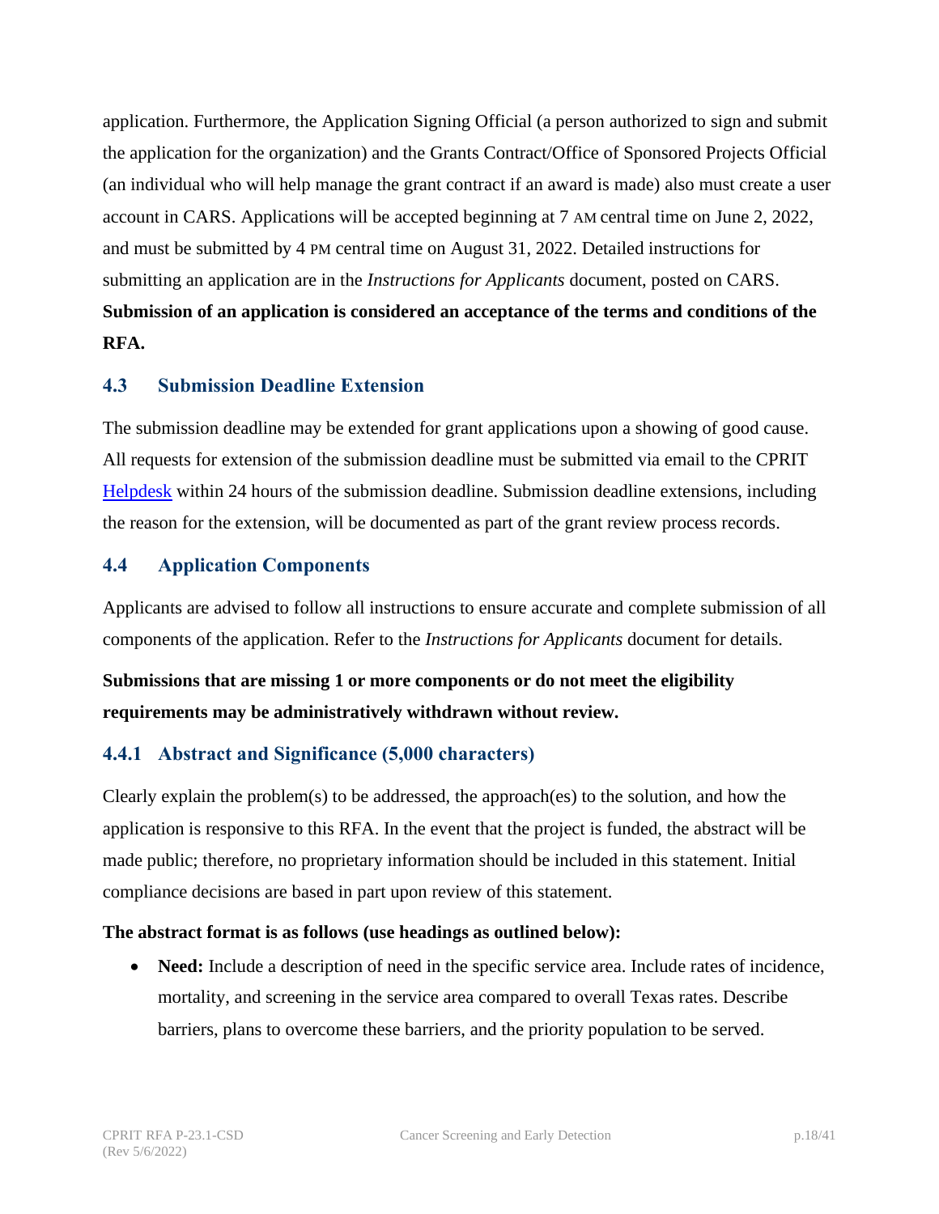application. Furthermore, the Application Signing Official (a person authorized to sign and submit the application for the organization) and the Grants Contract/Office of Sponsored Projects Official (an individual who will help manage the grant contract if an award is made) also must create a user account in CARS. Applications will be accepted beginning at 7 AM central time on June 2, 2022, and must be submitted by 4 PM central time on August 31, 2022. Detailed instructions for submitting an application are in the *Instructions for Applicants* document, posted on CARS. **Submission of an application is considered an acceptance of the terms and conditions of the RFA.**

## 4.3 Submission Deadline Extension

The submission deadline may be extended for grant applications upon a showing of good cause. All requests for extension of the submission deadline must be submitted via email to the CPRIT Helpdesk within 24 hours of the submission deadline. Submission deadline extensions, including the reason for the extension, will be documented as part of the grant review process records.

## 4.4 Application Components

Applicants are advised to follow all instructions to ensure accurate and complete submission of all components of the application. Refer to the *Instructions for Applicants* document for details.

**Submissions that are missing 1 or more components or do not meet the eligibility requirements may be administratively withdrawn without review.**

### 4.4.1 Abstract and Significance (5,000 characters)

Clearly explain the problem(s) to be addressed, the approach(es) to the solution, and how the application is responsive to this RFA. In the event that the project is funded, the abstract will be made public; therefore, no proprietary information should be included in this statement. Initial compliance decisions are based in part upon review of this statement.

**The abstract format is as follows (use headings as outlined below):**

- **Need:** Include a description of need in the specific service area. Include rates of incidence, mortality, and screening in the service area compared to overall Texas rates. Describe barriers, plans to overcome these barriers, and the priority population to be served.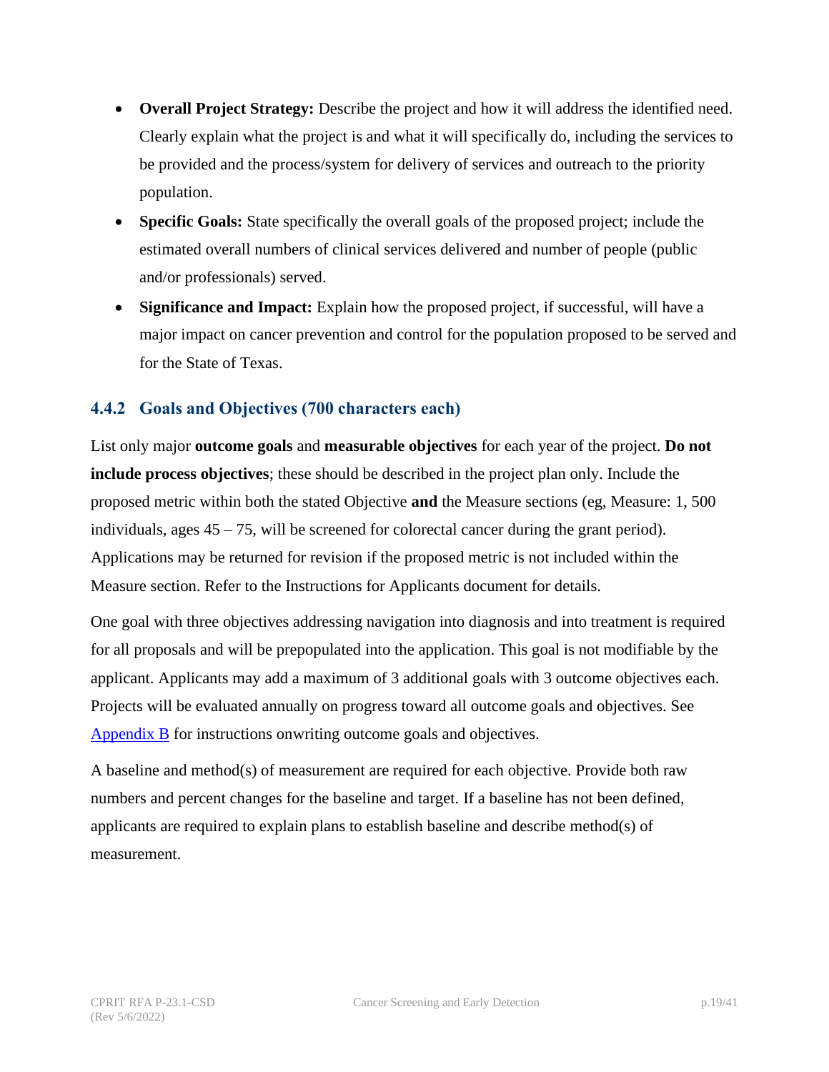- **Overall Project Strategy:** Describe the project and how it will address the identified need. Clearly explain what the project is and what it will specifically do, including the services to be provided and the process/system for delivery of services and outreach to the priority population.
- **Specific Goals:** State specifically the overall goals of the proposed project; include the estimated overall numbers of clinical services delivered and number of people (public and/or professionals) served.
- **Significance and Impact:** Explain how the proposed project, if successful, will have a major impact on cancer prevention and control for the population proposed to be served and for the State of Texas.

### 4.4.2 Goals and Objectives (700 characters each)

List only major **outcome goals** and **measurable objectives** for each year of the project. **Do not include process objectives**; these should be described in the project plan only. Include the proposed metric within both the stated Objective **and** the Measure sections (eg, Measure: 1, 500 individuals, ages 45 – 75, will be screened for colorectal cancer during the grant period). Applications may be returned for revision if the proposed metric is not included within the Measure section. Refer to the Instructions for Applicants document for details.

One goal with three objectives addressing navigation into diagnosis and into treatment is required for all proposals and will be prepopulated into the application. This goal is not modifiable by the applicant. Applicants may add a maximum of 3 additional goals with 3 outcome objectives each. Projects will be evaluated annually on progress toward all outcome goals and objectives. See Appendix B for instructions onwriting outcome goals and objectives.

A baseline and method(s) of measurement are required for each objective. Provide both raw numbers and percent changes for the baseline and target. If a baseline has not been defined, applicants are required to explain plans to establish baseline and describe method(s) of measurement.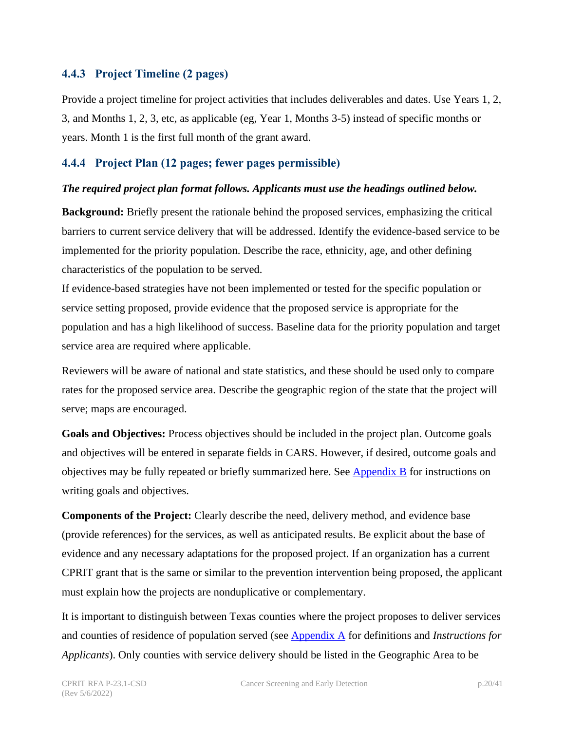### 4.4.3 Project Timeline (2 pages)

Provide a project timeline for project activities that includes deliverables and dates. Use Years 1, 2, 3, and Months 1, 2, 3, etc, as applicable (eg, Year 1, Months 3-5) instead of specific months or years. Month 1 is the first full month of the grant award.

### 4.4.4 Project Plan (12 pages; fewer pages permissible)

***The required project plan format follows. Applicants must use the headings outlined below.***

**Background:** Briefly present the rationale behind the proposed services, emphasizing the critical barriers to current service delivery that will be addressed. Identify the evidence-based service to be implemented for the priority population. Describe the race, ethnicity, age, and other defining characteristics of the population to be served.

If evidence-based strategies have not been implemented or tested for the specific population or service setting proposed, provide evidence that the proposed service is appropriate for the population and has a high likelihood of success. Baseline data for the priority population and target service area are required where applicable.

Reviewers will be aware of national and state statistics, and these should be used only to compare rates for the proposed service area. Describe the geographic region of the state that the project will serve; maps are encouraged.

**Goals and Objectives:** Process objectives should be included in the project plan. Outcome goals and objectives will be entered in separate fields in CARS. However, if desired, outcome goals and objectives may be fully repeated or briefly summarized here. See Appendix B for instructions on writing goals and objectives.

**Components of the Project:** Clearly describe the need, delivery method, and evidence base (provide references) for the services, as well as anticipated results. Be explicit about the base of evidence and any necessary adaptations for the proposed project. If an organization has a current CPRIT grant that is the same or similar to the prevention intervention being proposed, the applicant must explain how the projects are nonduplicative or complementary.

It is important to distinguish between Texas counties where the project proposes to deliver services and counties of residence of population served (see Appendix A for definitions and *Instructions for Applicants*). Only counties with service delivery should be listed in the Geographic Area to be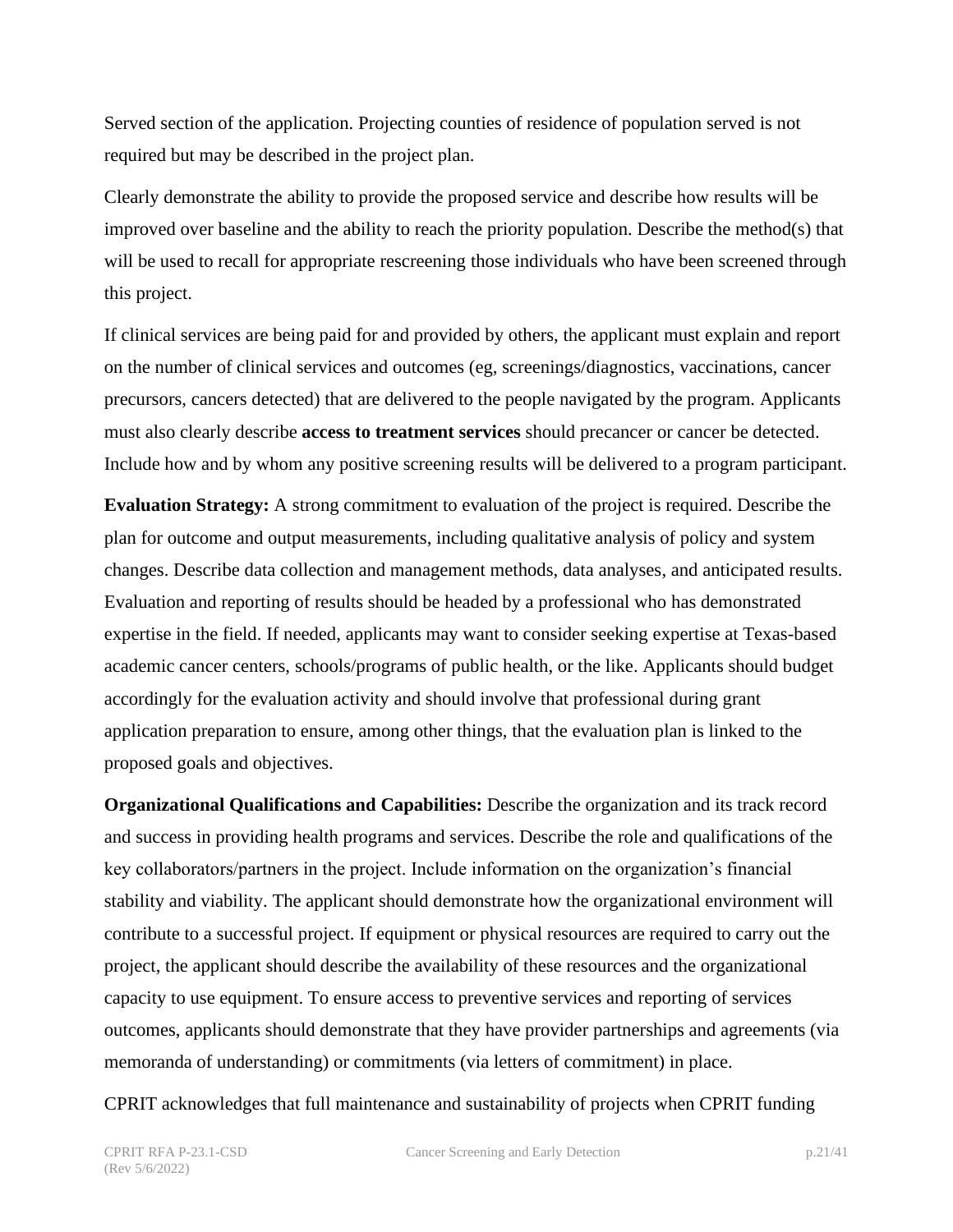Served section of the application. Projecting counties of residence of population served is not required but may be described in the project plan.

Clearly demonstrate the ability to provide the proposed service and describe how results will be improved over baseline and the ability to reach the priority population. Describe the method(s) that will be used to recall for appropriate rescreening those individuals who have been screened through this project.

If clinical services are being paid for and provided by others, the applicant must explain and report on the number of clinical services and outcomes (eg, screenings/diagnostics, vaccinations, cancer precursors, cancers detected) that are delivered to the people navigated by the program. Applicants must also clearly describe **access to treatment services** should precancer or cancer be detected. Include how and by whom any positive screening results will be delivered to a program participant.

**Evaluation Strategy:** A strong commitment to evaluation of the project is required. Describe the plan for outcome and output measurements, including qualitative analysis of policy and system changes. Describe data collection and management methods, data analyses, and anticipated results. Evaluation and reporting of results should be headed by a professional who has demonstrated expertise in the field. If needed, applicants may want to consider seeking expertise at Texas-based academic cancer centers, schools/programs of public health, or the like. Applicants should budget accordingly for the evaluation activity and should involve that professional during grant application preparation to ensure, among other things, that the evaluation plan is linked to the proposed goals and objectives.

**Organizational Qualifications and Capabilities:** Describe the organization and its track record and success in providing health programs and services. Describe the role and qualifications of the key collaborators/partners in the project. Include information on the organization's financial stability and viability. The applicant should demonstrate how the organizational environment will contribute to a successful project. If equipment or physical resources are required to carry out the project, the applicant should describe the availability of these resources and the organizational capacity to use equipment. To ensure access to preventive services and reporting of services outcomes, applicants should demonstrate that they have provider partnerships and agreements (via memoranda of understanding) or commitments (via letters of commitment) in place.

CPRIT acknowledges that full maintenance and sustainability of projects when CPRIT funding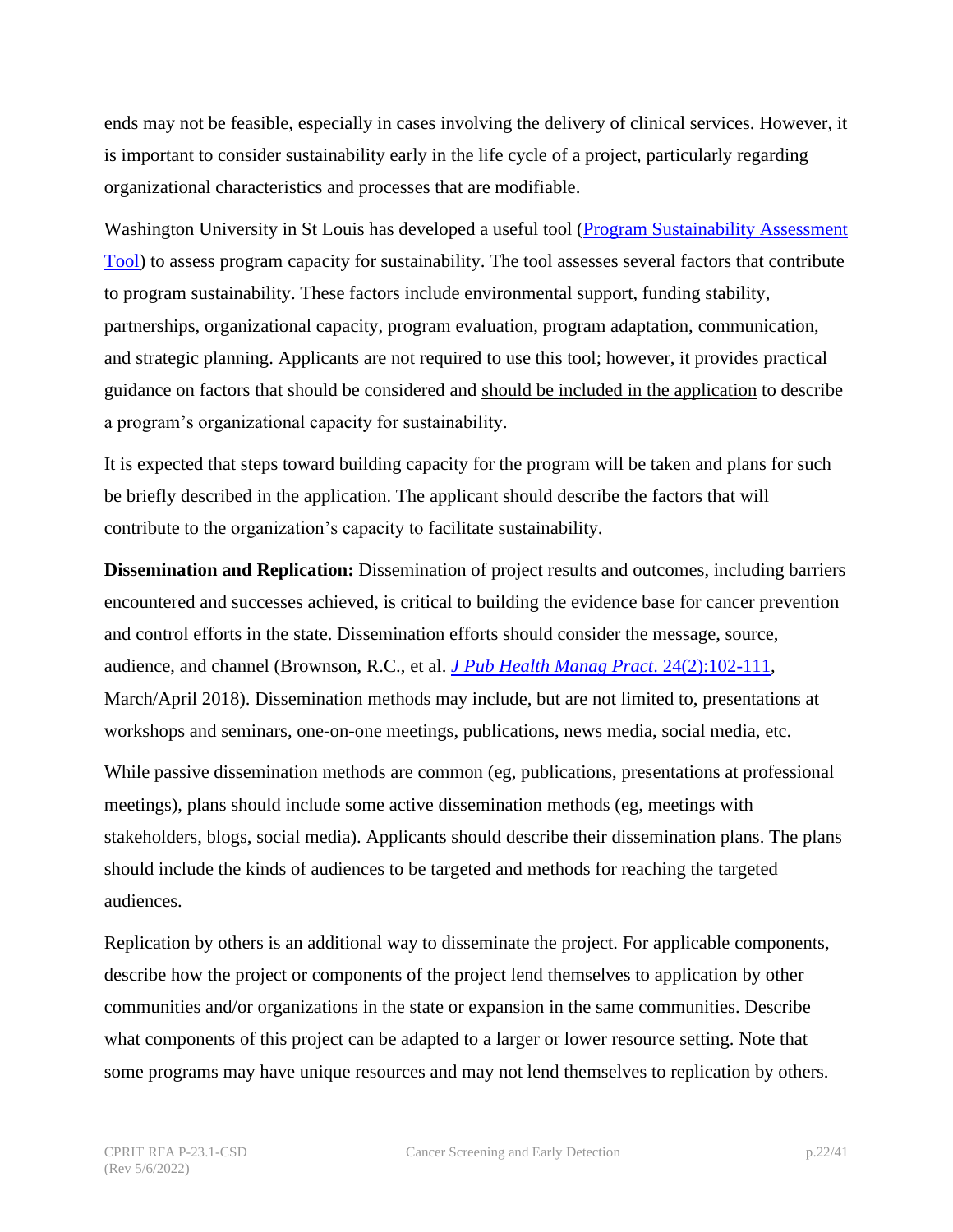ends may not be feasible, especially in cases involving the delivery of clinical services. However, it is important to consider sustainability early in the life cycle of a project, particularly regarding organizational characteristics and processes that are modifiable.

Washington University in St Louis has developed a useful tool ([Program Sustainability Assessment Tool]()) to assess program capacity for sustainability. The tool assesses several factors that contribute to program sustainability. These factors include environmental support, funding stability, partnerships, organizational capacity, program evaluation, program adaptation, communication, and strategic planning. Applicants are not required to use this tool; however, it provides practical guidance on factors that should be considered and should be included in the application to describe a program's organizational capacity for sustainability.

It is expected that steps toward building capacity for the program will be taken and plans for such be briefly described in the application. The applicant should describe the factors that will contribute to the organization's capacity to facilitate sustainability.

**Dissemination and Replication:** Dissemination of project results and outcomes, including barriers encountered and successes achieved, is critical to building the evidence base for cancer prevention and control efforts in the state. Dissemination efforts should consider the message, source, audience, and channel (Brownson, R.C., et al. [*J Pub Health Manag Pract*. 24(2):102-111](), March/April 2018). Dissemination methods may include, but are not limited to, presentations at workshops and seminars, one-on-one meetings, publications, news media, social media, etc.

While passive dissemination methods are common (eg, publications, presentations at professional meetings), plans should include some active dissemination methods (eg, meetings with stakeholders, blogs, social media). Applicants should describe their dissemination plans. The plans should include the kinds of audiences to be targeted and methods for reaching the targeted audiences.

Replication by others is an additional way to disseminate the project. For applicable components, describe how the project or components of the project lend themselves to application by other communities and/or organizations in the state or expansion in the same communities. Describe what components of this project can be adapted to a larger or lower resource setting. Note that some programs may have unique resources and may not lend themselves to replication by others.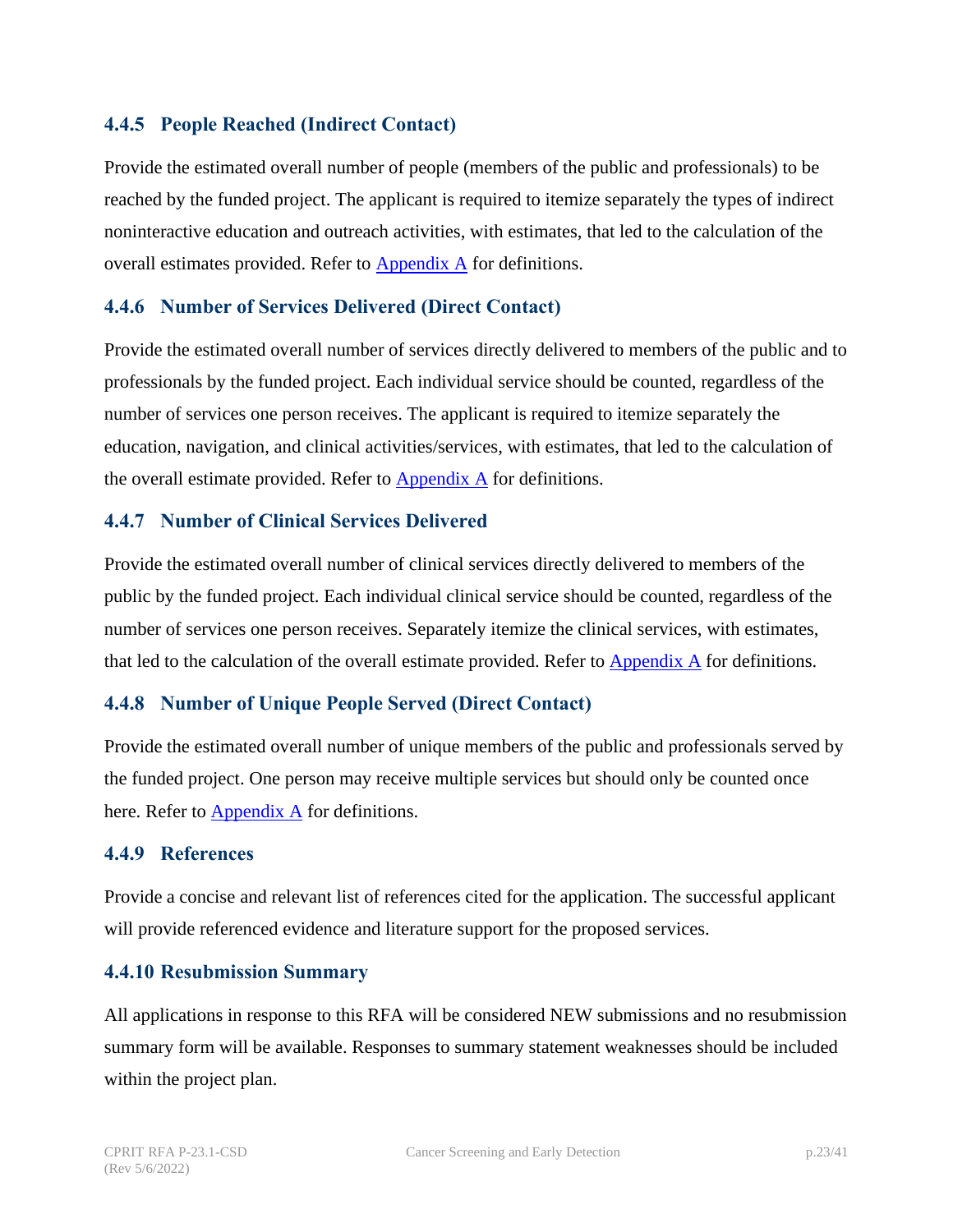### 4.4.5 People Reached (Indirect Contact)

Provide the estimated overall number of people (members of the public and professionals) to be reached by the funded project. The applicant is required to itemize separately the types of indirect noninteractive education and outreach activities, with estimates, that led to the calculation of the overall estimates provided. Refer to Appendix A for definitions.

### 4.4.6 Number of Services Delivered (Direct Contact)

Provide the estimated overall number of services directly delivered to members of the public and to professionals by the funded project. Each individual service should be counted, regardless of the number of services one person receives. The applicant is required to itemize separately the education, navigation, and clinical activities/services, with estimates, that led to the calculation of the overall estimate provided. Refer to Appendix A for definitions.

### 4.4.7 Number of Clinical Services Delivered

Provide the estimated overall number of clinical services directly delivered to members of the public by the funded project. Each individual clinical service should be counted, regardless of the number of services one person receives. Separately itemize the clinical services, with estimates, that led to the calculation of the overall estimate provided. Refer to Appendix A for definitions.

### 4.4.8 Number of Unique People Served (Direct Contact)

Provide the estimated overall number of unique members of the public and professionals served by the funded project. One person may receive multiple services but should only be counted once here. Refer to Appendix A for definitions.

### 4.4.9 References

Provide a concise and relevant list of references cited for the application. The successful applicant will provide referenced evidence and literature support for the proposed services.

### 4.4.10 Resubmission Summary

All applications in response to this RFA will be considered NEW submissions and no resubmission summary form will be available. Responses to summary statement weaknesses should be included within the project plan.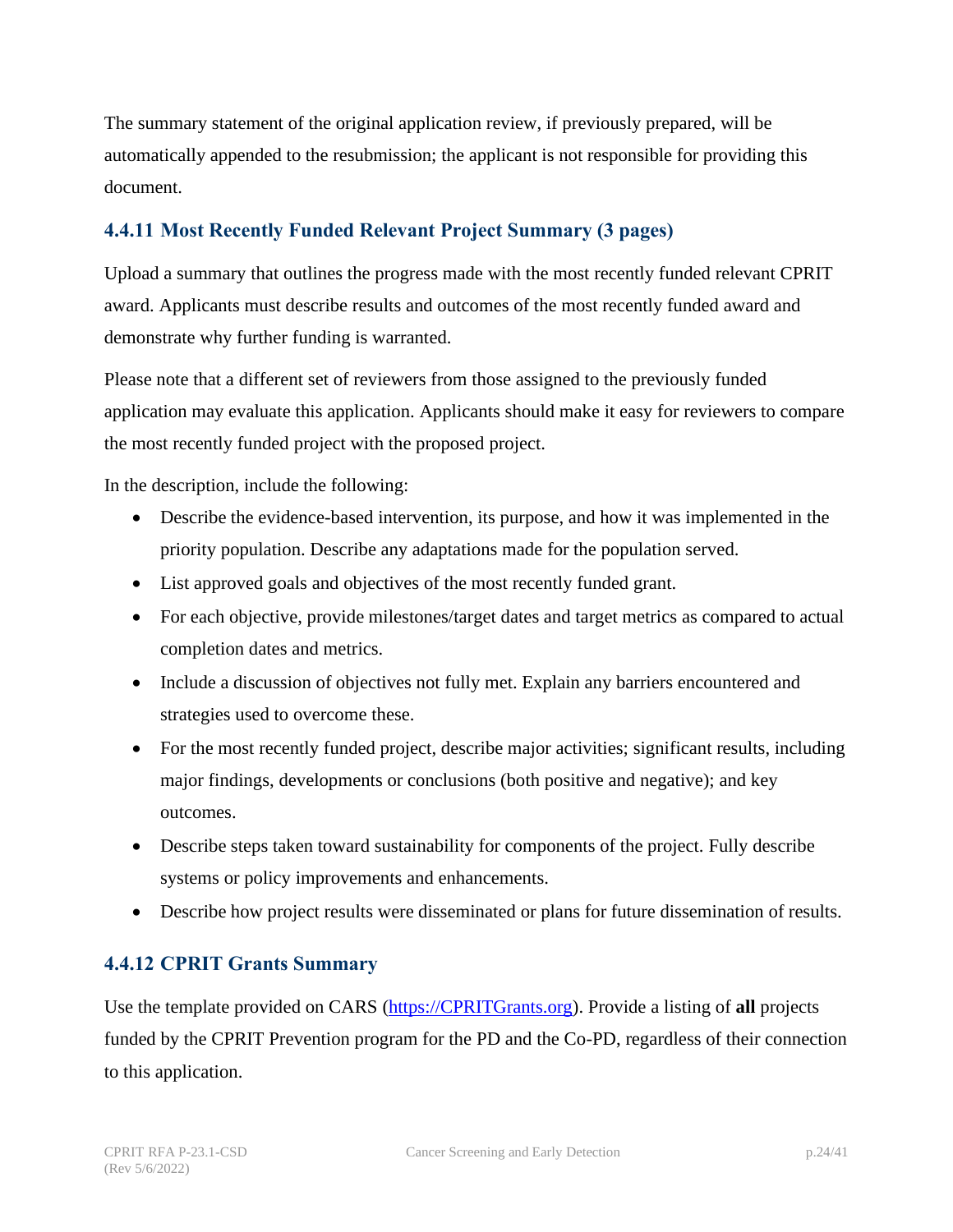The summary statement of the original application review, if previously prepared, will be automatically appended to the resubmission; the applicant is not responsible for providing this document.

### 4.4.11 Most Recently Funded Relevant Project Summary (3 pages)

Upload a summary that outlines the progress made with the most recently funded relevant CPRIT award. Applicants must describe results and outcomes of the most recently funded award and demonstrate why further funding is warranted.

Please note that a different set of reviewers from those assigned to the previously funded application may evaluate this application. Applicants should make it easy for reviewers to compare the most recently funded project with the proposed project.

In the description, include the following:

- Describe the evidence-based intervention, its purpose, and how it was implemented in the priority population. Describe any adaptations made for the population served.
- List approved goals and objectives of the most recently funded grant.
- For each objective, provide milestones/target dates and target metrics as compared to actual completion dates and metrics.
- Include a discussion of objectives not fully met. Explain any barriers encountered and strategies used to overcome these.
- For the most recently funded project, describe major activities; significant results, including major findings, developments or conclusions (both positive and negative); and key outcomes.
- Describe steps taken toward sustainability for components of the project. Fully describe systems or policy improvements and enhancements.
- Describe how project results were disseminated or plans for future dissemination of results.

### 4.4.12 CPRIT Grants Summary

Use the template provided on CARS (https://CPRITGrants.org). Provide a listing of **all** projects funded by the CPRIT Prevention program for the PD and the Co-PD, regardless of their connection to this application.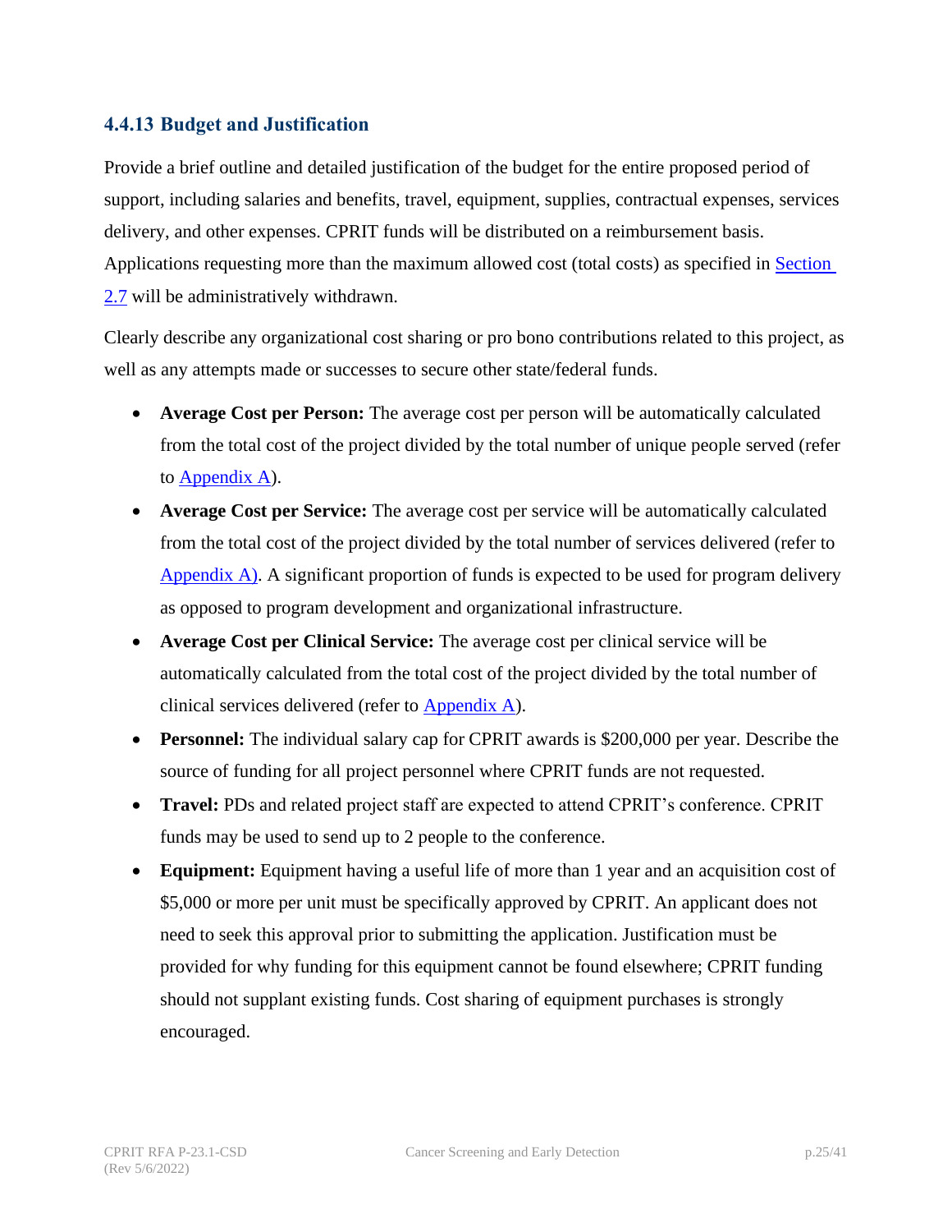### 4.4.13 Budget and Justification

Provide a brief outline and detailed justification of the budget for the entire proposed period of support, including salaries and benefits, travel, equipment, supplies, contractual expenses, services delivery, and other expenses. CPRIT funds will be distributed on a reimbursement basis. Applications requesting more than the maximum allowed cost (total costs) as specified in Section 2.7 will be administratively withdrawn.

Clearly describe any organizational cost sharing or pro bono contributions related to this project, as well as any attempts made or successes to secure other state/federal funds.

- **Average Cost per Person:** The average cost per person will be automatically calculated from the total cost of the project divided by the total number of unique people served (refer to Appendix A).
- **Average Cost per Service:** The average cost per service will be automatically calculated from the total cost of the project divided by the total number of services delivered (refer to Appendix A). A significant proportion of funds is expected to be used for program delivery as opposed to program development and organizational infrastructure.
- **Average Cost per Clinical Service:** The average cost per clinical service will be automatically calculated from the total cost of the project divided by the total number of clinical services delivered (refer to Appendix A).
- **Personnel:** The individual salary cap for CPRIT awards is $200,000 per year. Describe the source of funding for all project personnel where CPRIT funds are not requested.
- **Travel:** PDs and related project staff are expected to attend CPRIT's conference. CPRIT funds may be used to send up to 2 people to the conference.
- **Equipment:** Equipment having a useful life of more than 1 year and an acquisition cost of $5,000 or more per unit must be specifically approved by CPRIT. An applicant does not need to seek this approval prior to submitting the application. Justification must be provided for why funding for this equipment cannot be found elsewhere; CPRIT funding should not supplant existing funds. Cost sharing of equipment purchases is strongly encouraged.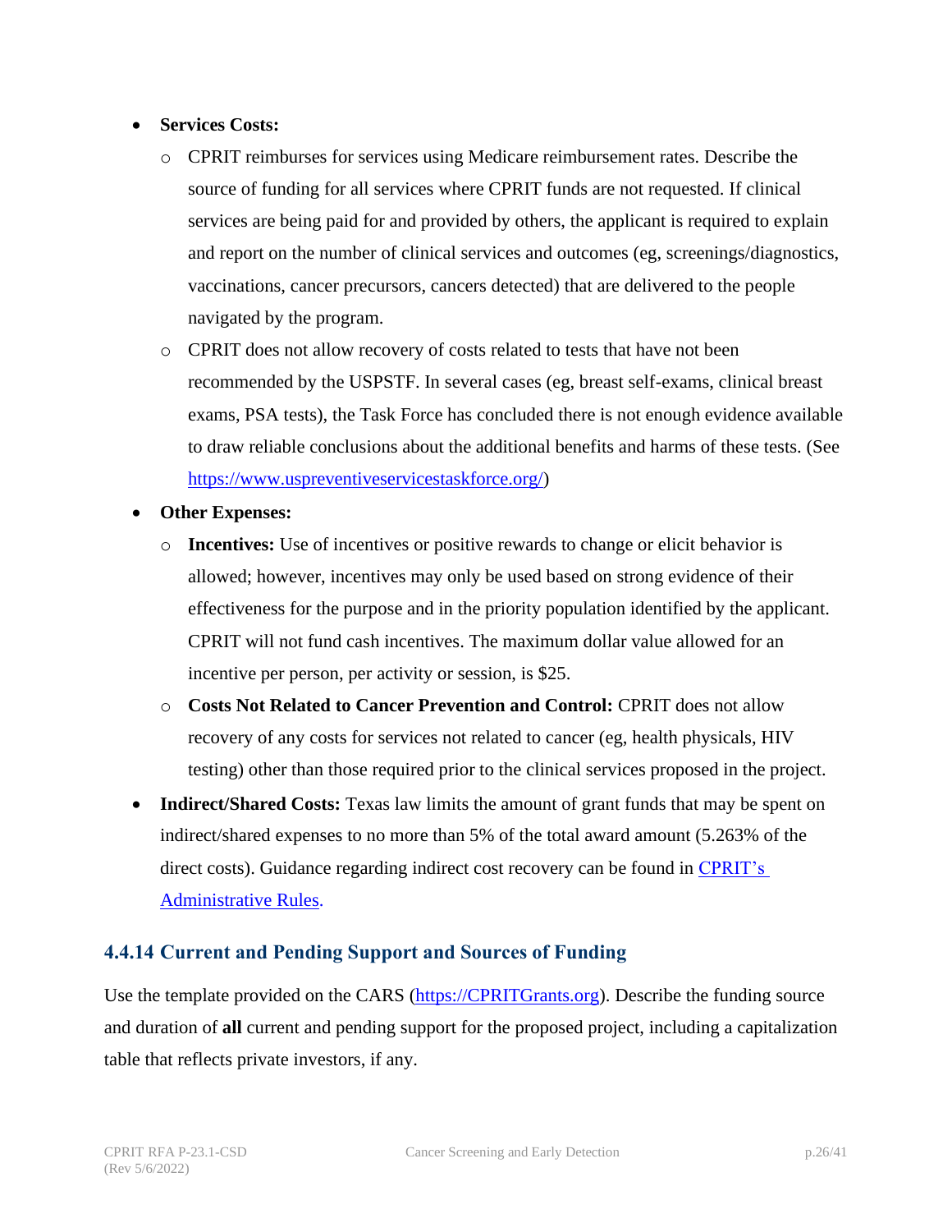- **Services Costs:**
  - CPRIT reimburses for services using Medicare reimbursement rates. Describe the source of funding for all services where CPRIT funds are not requested. If clinical services are being paid for and provided by others, the applicant is required to explain and report on the number of clinical services and outcomes (eg, screenings/diagnostics, vaccinations, cancer precursors, cancers detected) that are delivered to the people navigated by the program.
  - CPRIT does not allow recovery of costs related to tests that have not been recommended by the USPSTF. In several cases (eg, breast self-exams, clinical breast exams, PSA tests), the Task Force has concluded there is not enough evidence available to draw reliable conclusions about the additional benefits and harms of these tests. (See [https://www.uspreventiveservicestaskforce.org/](https://www.uspreventiveservicestaskforce.org/))
- **Other Expenses:**
  - **Incentives:** Use of incentives or positive rewards to change or elicit behavior is allowed; however, incentives may only be used based on strong evidence of their effectiveness for the purpose and in the priority population identified by the applicant. CPRIT will not fund cash incentives. The maximum dollar value allowed for an incentive per person, per activity or session, is $25.
  - **Costs Not Related to Cancer Prevention and Control:** CPRIT does not allow recovery of any costs for services not related to cancer (eg, health physicals, HIV testing) other than those required prior to the clinical services proposed in the project.
- **Indirect/Shared Costs:** Texas law limits the amount of grant funds that may be spent on indirect/shared expenses to no more than 5% of the total award amount (5.263% of the direct costs). Guidance regarding indirect cost recovery can be found in CPRIT's Administrative Rules.

### 4.4.14 Current and Pending Support and Sources of Funding

Use the template provided on the CARS ([https://CPRITGrants.org](https://CPRITGrants.org)). Describe the funding source and duration of **all** current and pending support for the proposed project, including a capitalization table that reflects private investors, if any.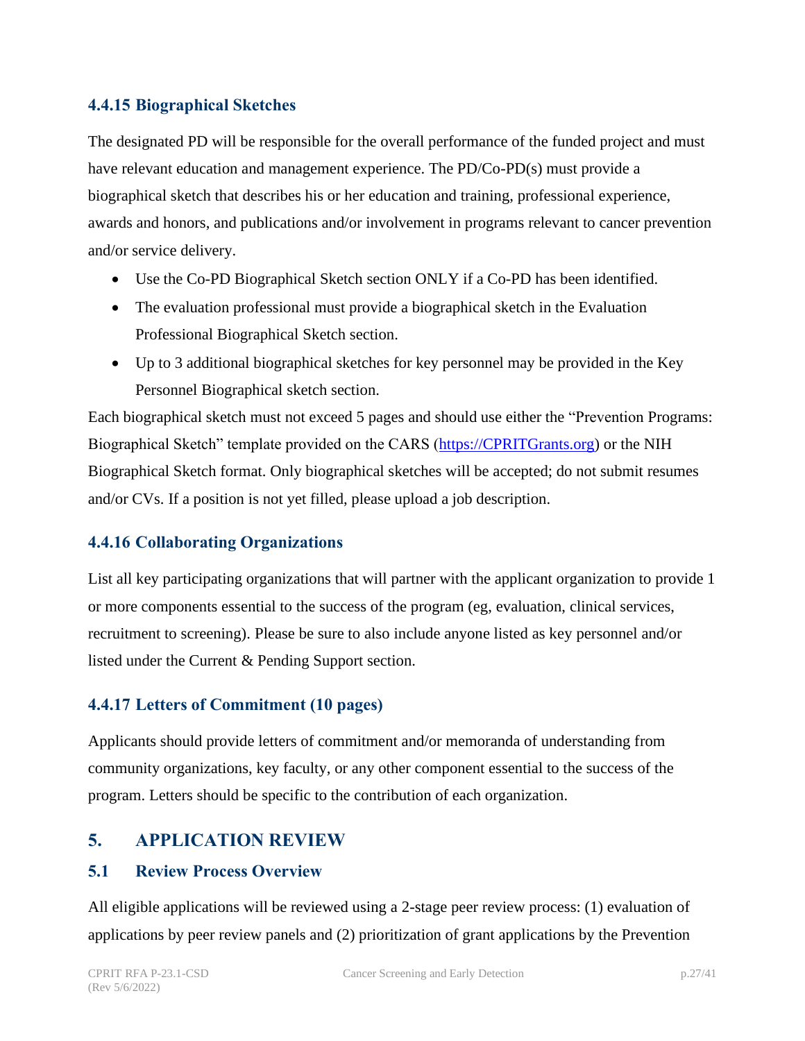### 4.4.15 Biographical Sketches

The designated PD will be responsible for the overall performance of the funded project and must have relevant education and management experience. The PD/Co-PD(s) must provide a biographical sketch that describes his or her education and training, professional experience, awards and honors, and publications and/or involvement in programs relevant to cancer prevention and/or service delivery.

- Use the Co-PD Biographical Sketch section ONLY if a Co-PD has been identified.
- The evaluation professional must provide a biographical sketch in the Evaluation Professional Biographical Sketch section.
- Up to 3 additional biographical sketches for key personnel may be provided in the Key Personnel Biographical sketch section.

Each biographical sketch must not exceed 5 pages and should use either the "Prevention Programs: Biographical Sketch" template provided on the CARS (https://CPRITGrants.org) or the NIH Biographical Sketch format. Only biographical sketches will be accepted; do not submit resumes and/or CVs. If a position is not yet filled, please upload a job description.

### 4.4.16 Collaborating Organizations

List all key participating organizations that will partner with the applicant organization to provide 1 or more components essential to the success of the program (eg, evaluation, clinical services, recruitment to screening). Please be sure to also include anyone listed as key personnel and/or listed under the Current & Pending Support section.

### 4.4.17 Letters of Commitment (10 pages)

Applicants should provide letters of commitment and/or memoranda of understanding from community organizations, key faculty, or any other component essential to the success of the program. Letters should be specific to the contribution of each organization.

## 5. APPLICATION REVIEW

### 5.1 Review Process Overview

All eligible applications will be reviewed using a 2-stage peer review process: (1) evaluation of applications by peer review panels and (2) prioritization of grant applications by the Prevention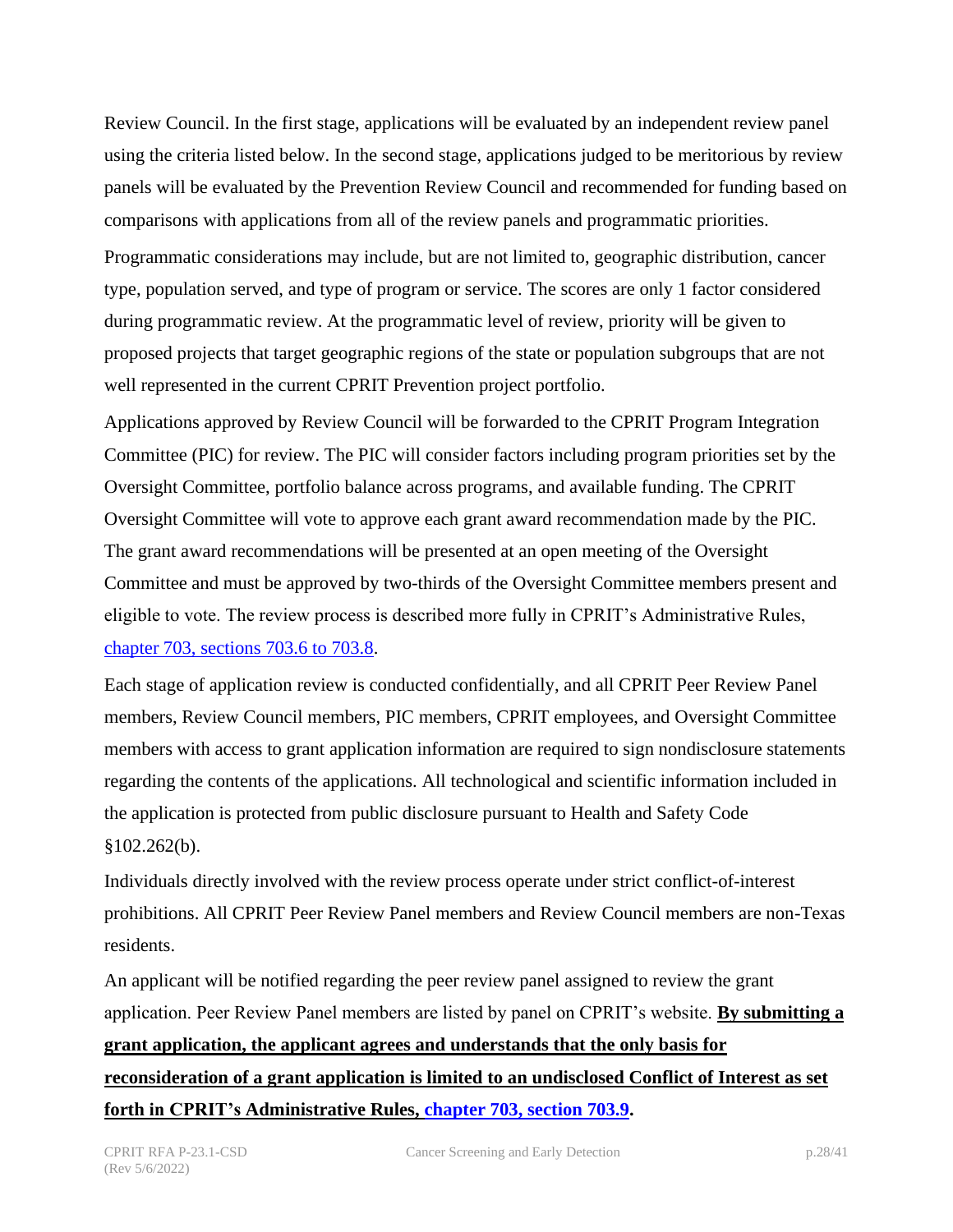Review Council. In the first stage, applications will be evaluated by an independent review panel using the criteria listed below. In the second stage, applications judged to be meritorious by review panels will be evaluated by the Prevention Review Council and recommended for funding based on comparisons with applications from all of the review panels and programmatic priorities.

Programmatic considerations may include, but are not limited to, geographic distribution, cancer type, population served, and type of program or service. The scores are only 1 factor considered during programmatic review. At the programmatic level of review, priority will be given to proposed projects that target geographic regions of the state or population subgroups that are not well represented in the current CPRIT Prevention project portfolio.

Applications approved by Review Council will be forwarded to the CPRIT Program Integration Committee (PIC) for review. The PIC will consider factors including program priorities set by the Oversight Committee, portfolio balance across programs, and available funding. The CPRIT Oversight Committee will vote to approve each grant award recommendation made by the PIC. The grant award recommendations will be presented at an open meeting of the Oversight Committee and must be approved by two-thirds of the Oversight Committee members present and eligible to vote. The review process is described more fully in CPRIT's Administrative Rules, chapter 703, sections 703.6 to 703.8.

Each stage of application review is conducted confidentially, and all CPRIT Peer Review Panel members, Review Council members, PIC members, CPRIT employees, and Oversight Committee members with access to grant application information are required to sign nondisclosure statements regarding the contents of the applications. All technological and scientific information included in the application is protected from public disclosure pursuant to Health and Safety Code §102.262(b).

Individuals directly involved with the review process operate under strict conflict-of-interest prohibitions. All CPRIT Peer Review Panel members and Review Council members are non-Texas residents.

An applicant will be notified regarding the peer review panel assigned to review the grant application. Peer Review Panel members are listed by panel on CPRIT's website. **By submitting a grant application, the applicant agrees and understands that the only basis for reconsideration of a grant application is limited to an undisclosed Conflict of Interest as set forth in CPRIT's Administrative Rules, chapter 703, section 703.9.**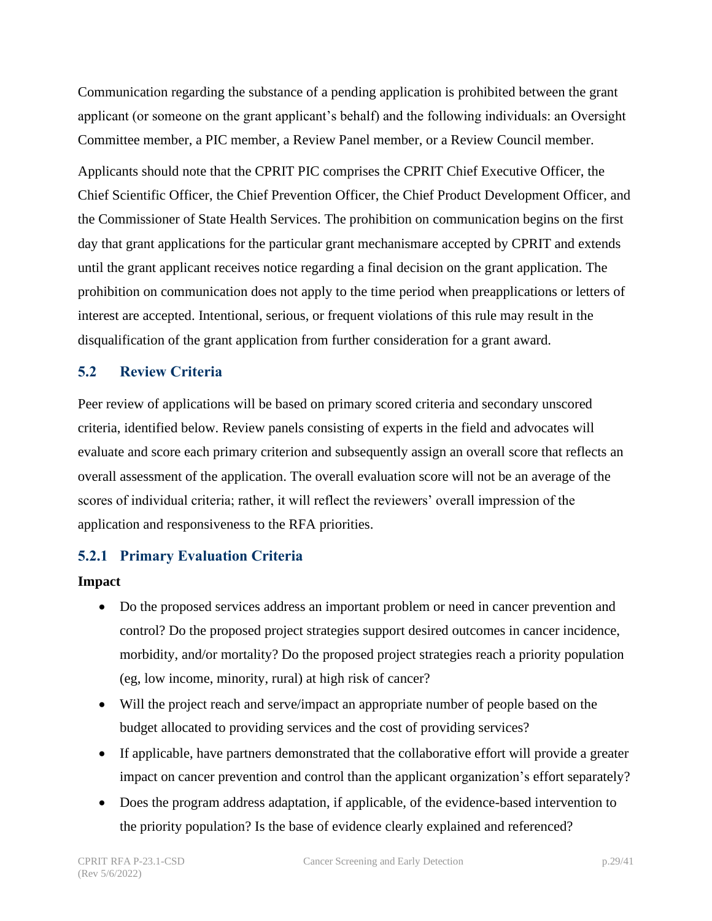Communication regarding the substance of a pending application is prohibited between the grant applicant (or someone on the grant applicant's behalf) and the following individuals: an Oversight Committee member, a PIC member, a Review Panel member, or a Review Council member.

Applicants should note that the CPRIT PIC comprises the CPRIT Chief Executive Officer, the Chief Scientific Officer, the Chief Prevention Officer, the Chief Product Development Officer, and the Commissioner of State Health Services. The prohibition on communication begins on the first day that grant applications for the particular grant mechanismare accepted by CPRIT and extends until the grant applicant receives notice regarding a final decision on the grant application. The prohibition on communication does not apply to the time period when preapplications or letters of interest are accepted. Intentional, serious, or frequent violations of this rule may result in the disqualification of the grant application from further consideration for a grant award.

## 5.2 Review Criteria

Peer review of applications will be based on primary scored criteria and secondary unscored criteria, identified below. Review panels consisting of experts in the field and advocates will evaluate and score each primary criterion and subsequently assign an overall score that reflects an overall assessment of the application. The overall evaluation score will not be an average of the scores of individual criteria; rather, it will reflect the reviewers' overall impression of the application and responsiveness to the RFA priorities.

### 5.2.1 Primary Evaluation Criteria

**Impact**

- Do the proposed services address an important problem or need in cancer prevention and control? Do the proposed project strategies support desired outcomes in cancer incidence, morbidity, and/or mortality? Do the proposed project strategies reach a priority population (eg, low income, minority, rural) at high risk of cancer?
- Will the project reach and serve/impact an appropriate number of people based on the budget allocated to providing services and the cost of providing services?
- If applicable, have partners demonstrated that the collaborative effort will provide a greater impact on cancer prevention and control than the applicant organization's effort separately?
- Does the program address adaptation, if applicable, of the evidence-based intervention to the priority population? Is the base of evidence clearly explained and referenced?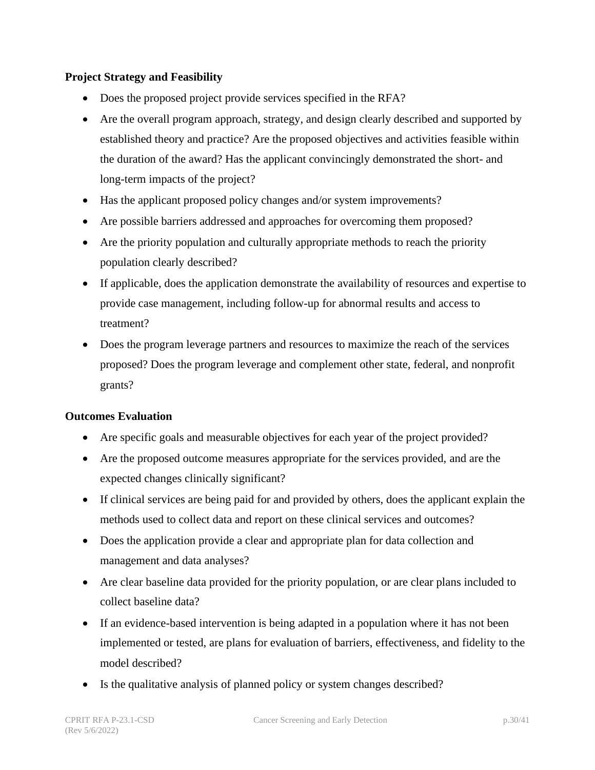**Project Strategy and Feasibility**

- Does the proposed project provide services specified in the RFA?
- Are the overall program approach, strategy, and design clearly described and supported by established theory and practice? Are the proposed objectives and activities feasible within the duration of the award? Has the applicant convincingly demonstrated the short- and long-term impacts of the project?
- Has the applicant proposed policy changes and/or system improvements?
- Are possible barriers addressed and approaches for overcoming them proposed?
- Are the priority population and culturally appropriate methods to reach the priority population clearly described?
- If applicable, does the application demonstrate the availability of resources and expertise to provide case management, including follow-up for abnormal results and access to treatment?
- Does the program leverage partners and resources to maximize the reach of the services proposed? Does the program leverage and complement other state, federal, and nonprofit grants?

**Outcomes Evaluation**

- Are specific goals and measurable objectives for each year of the project provided?
- Are the proposed outcome measures appropriate for the services provided, and are the expected changes clinically significant?
- If clinical services are being paid for and provided by others, does the applicant explain the methods used to collect data and report on these clinical services and outcomes?
- Does the application provide a clear and appropriate plan for data collection and management and data analyses?
- Are clear baseline data provided for the priority population, or are clear plans included to collect baseline data?
- If an evidence-based intervention is being adapted in a population where it has not been implemented or tested, are plans for evaluation of barriers, effectiveness, and fidelity to the model described?
- Is the qualitative analysis of planned policy or system changes described?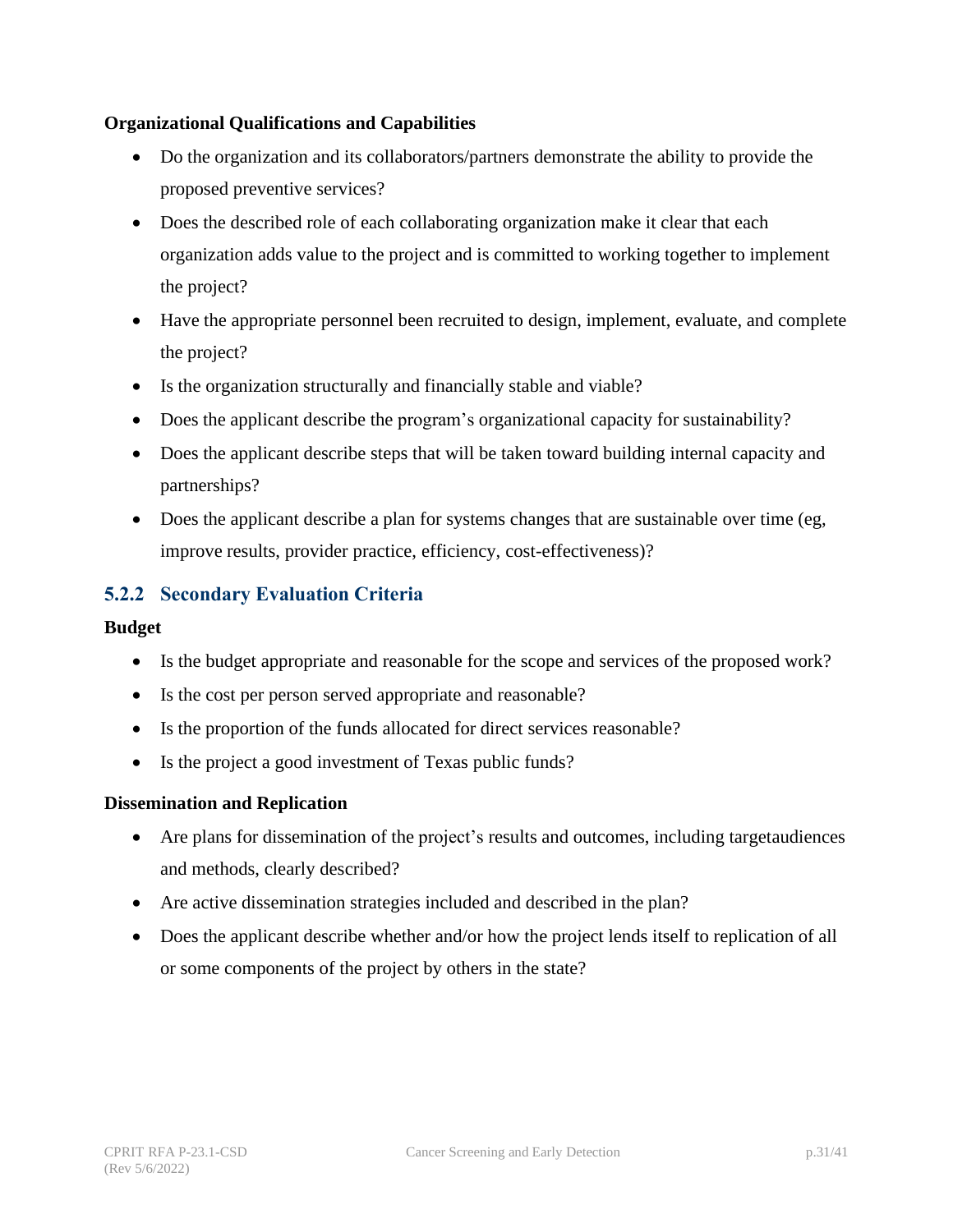**Organizational Qualifications and Capabilities**

- Do the organization and its collaborators/partners demonstrate the ability to provide the proposed preventive services?
- Does the described role of each collaborating organization make it clear that each organization adds value to the project and is committed to working together to implement the project?
- Have the appropriate personnel been recruited to design, implement, evaluate, and complete the project?
- Is the organization structurally and financially stable and viable?
- Does the applicant describe the program's organizational capacity for sustainability?
- Does the applicant describe steps that will be taken toward building internal capacity and partnerships?
- Does the applicant describe a plan for systems changes that are sustainable over time (eg, improve results, provider practice, efficiency, cost-effectiveness)?

### 5.2.2 Secondary Evaluation Criteria

**Budget**

- Is the budget appropriate and reasonable for the scope and services of the proposed work?
- Is the cost per person served appropriate and reasonable?
- Is the proportion of the funds allocated for direct services reasonable?
- Is the project a good investment of Texas public funds?

**Dissemination and Replication**

- Are plans for dissemination of the project's results and outcomes, including targetaudiences and methods, clearly described?
- Are active dissemination strategies included and described in the plan?
- Does the applicant describe whether and/or how the project lends itself to replication of all or some components of the project by others in the state?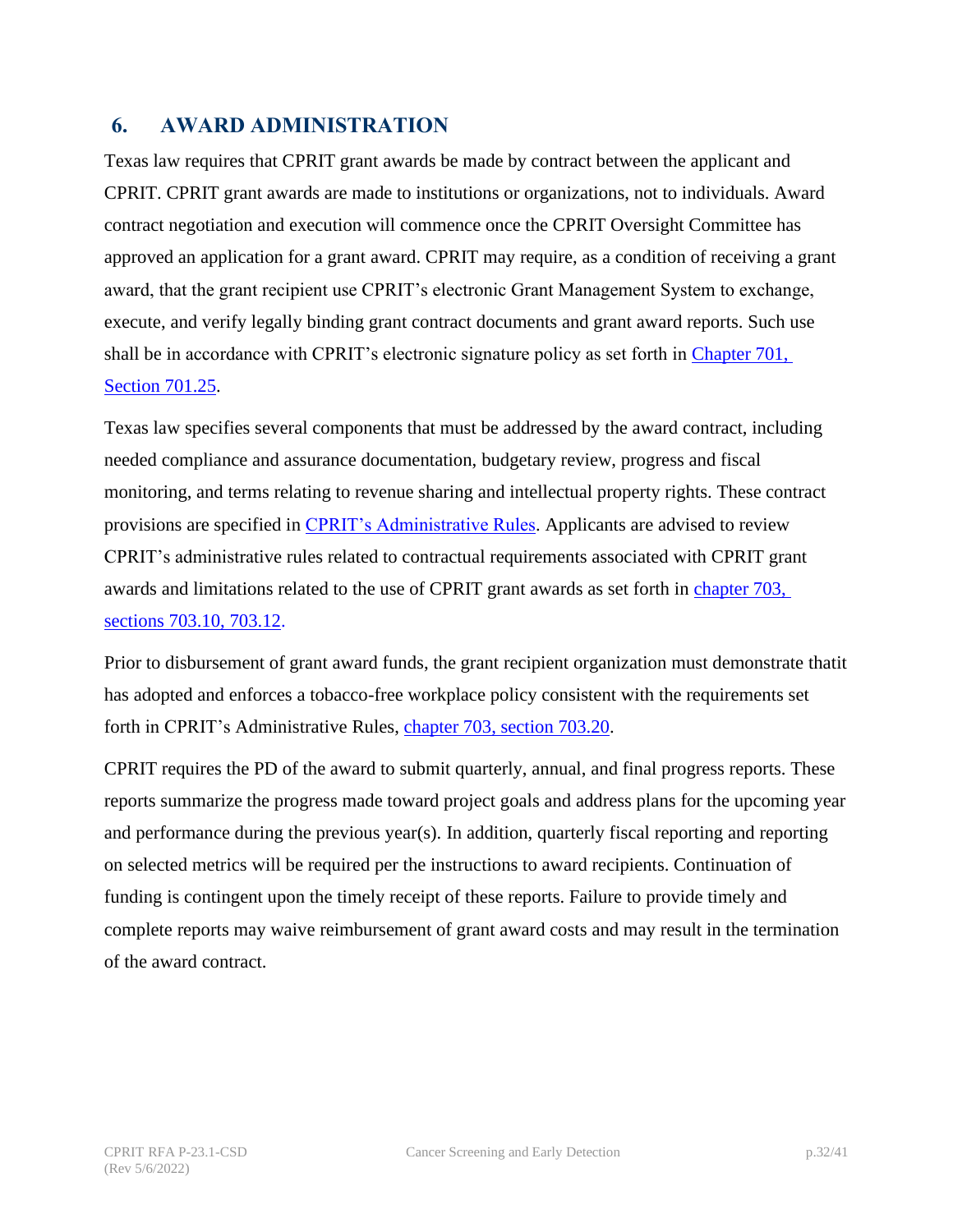## 6. AWARD ADMINISTRATION

Texas law requires that CPRIT grant awards be made by contract between the applicant and CPRIT. CPRIT grant awards are made to institutions or organizations, not to individuals. Award contract negotiation and execution will commence once the CPRIT Oversight Committee has approved an application for a grant award. CPRIT may require, as a condition of receiving a grant award, that the grant recipient use CPRIT's electronic Grant Management System to exchange, execute, and verify legally binding grant contract documents and grant award reports. Such use shall be in accordance with CPRIT's electronic signature policy as set forth in Chapter 701, Section 701.25.

Texas law specifies several components that must be addressed by the award contract, including needed compliance and assurance documentation, budgetary review, progress and fiscal monitoring, and terms relating to revenue sharing and intellectual property rights. These contract provisions are specified in CPRIT's Administrative Rules. Applicants are advised to review CPRIT's administrative rules related to contractual requirements associated with CPRIT grant awards and limitations related to the use of CPRIT grant awards as set forth in chapter 703, sections 703.10, 703.12.

Prior to disbursement of grant award funds, the grant recipient organization must demonstrate thatit has adopted and enforces a tobacco-free workplace policy consistent with the requirements set forth in CPRIT's Administrative Rules, chapter 703, section 703.20.

CPRIT requires the PD of the award to submit quarterly, annual, and final progress reports. These reports summarize the progress made toward project goals and address plans for the upcoming year and performance during the previous year(s). In addition, quarterly fiscal reporting and reporting on selected metrics will be required per the instructions to award recipients. Continuation of funding is contingent upon the timely receipt of these reports. Failure to provide timely and complete reports may waive reimbursement of grant award costs and may result in the termination of the award contract.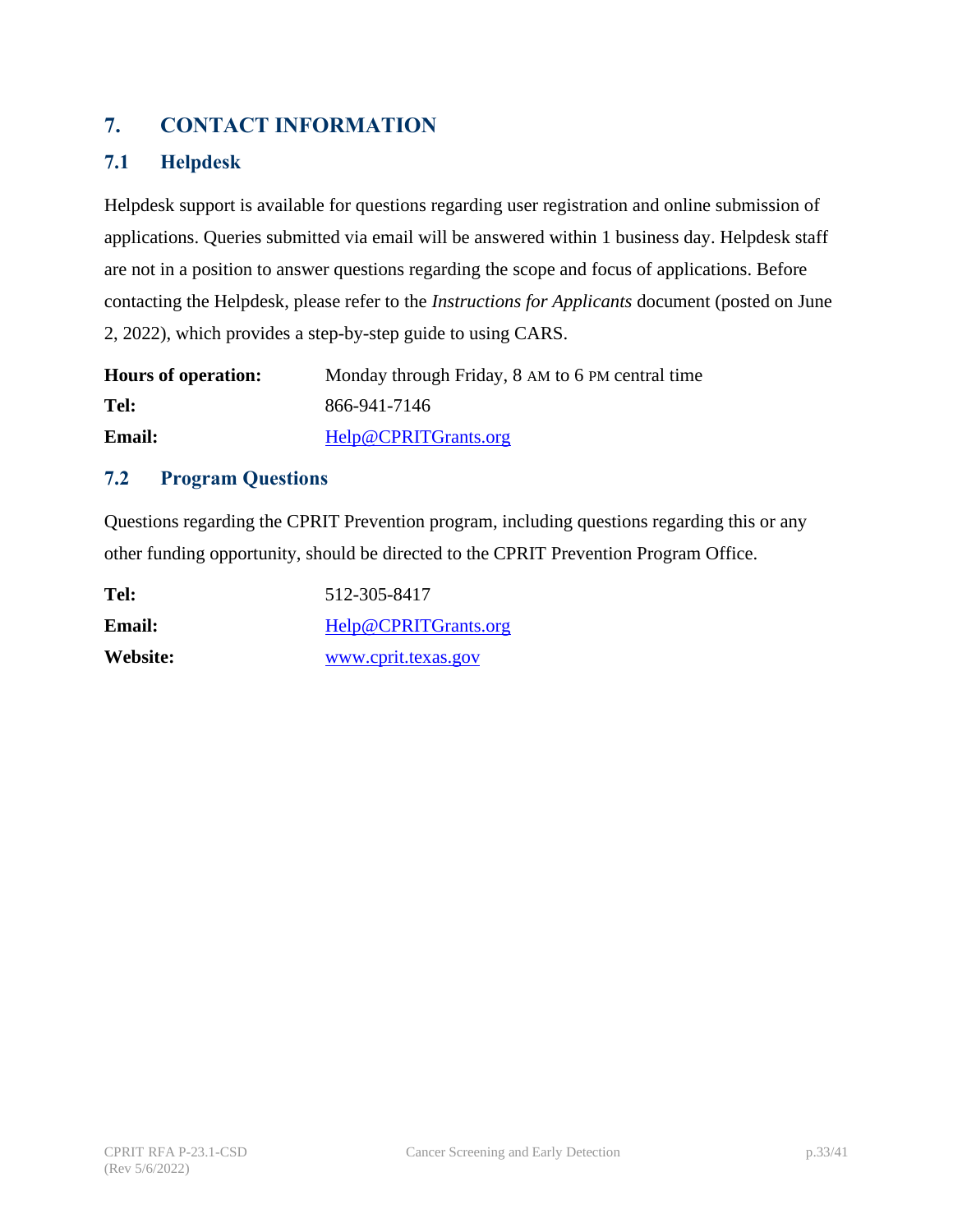# 7. CONTACT INFORMATION

## 7.1 Helpdesk

Helpdesk support is available for questions regarding user registration and online submission of applications. Queries submitted via email will be answered within 1 business day. Helpdesk staff are not in a position to answer questions regarding the scope and focus of applications. Before contacting the Helpdesk, please refer to the *Instructions for Applicants* document (posted on June 2, 2022), which provides a step-by-step guide to using CARS.

**Hours of operation:** Monday through Friday, 8 AM to 6 PM central time

**Tel:** 866-941-7146

**Email:** Help@CPRITGrants.org

## 7.2 Program Questions

Questions regarding the CPRIT Prevention program, including questions regarding this or any other funding opportunity, should be directed to the CPRIT Prevention Program Office.

**Tel:** 512-305-8417

**Email:** Help@CPRITGrants.org

**Website:** www.cprit.texas.gov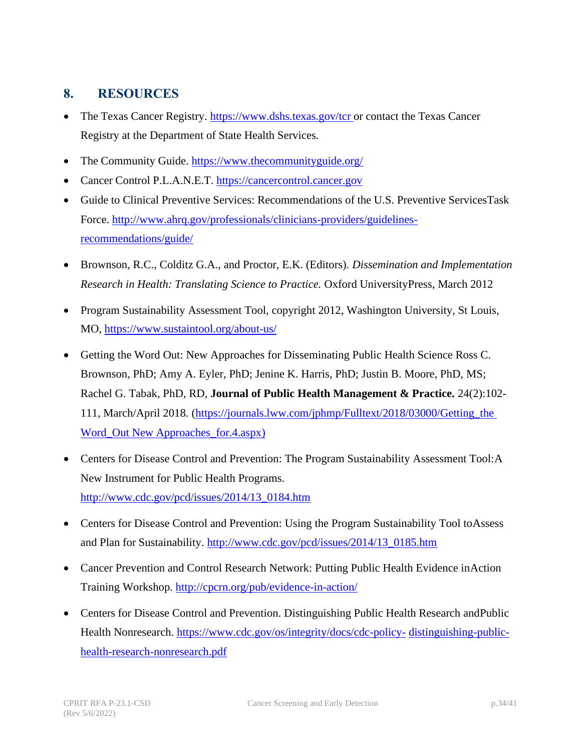## 8. RESOURCES

- The Texas Cancer Registry. https://www.dshs.texas.gov/tcr or contact the Texas Cancer Registry at the Department of State Health Services.
- The Community Guide. https://www.thecommunityguide.org/
- Cancer Control P.L.A.N.E.T. https://cancercontrol.cancer.gov
- Guide to Clinical Preventive Services: Recommendations of the U.S. Preventive ServicesTask Force. http://www.ahrq.gov/professionals/clinicians-providers/guidelines-recommendations/guide/
- Brownson, R.C., Colditz G.A., and Proctor, E.K. (Editors). *Dissemination and Implementation Research in Health: Translating Science to Practice.* Oxford UniversityPress, March 2012
- Program Sustainability Assessment Tool, copyright 2012, Washington University, St Louis, MO, https://www.sustaintool.org/about-us/
- Getting the Word Out: New Approaches for Disseminating Public Health Science Ross C. Brownson, PhD; Amy A. Eyler, PhD; Jenine K. Harris, PhD; Justin B. Moore, PhD, MS; Rachel G. Tabak, PhD, RD, **Journal of Public Health Management & Practice.** 24(2):102-111, March/April 2018. (https://journals.lww.com/jphmp/Fulltext/2018/03000/Getting_the Word_Out New Approaches_for.4.aspx)
- Centers for Disease Control and Prevention: The Program Sustainability Assessment Tool:A New Instrument for Public Health Programs. http://www.cdc.gov/pcd/issues/2014/13_0184.htm
- Centers for Disease Control and Prevention: Using the Program Sustainability Tool toAssess and Plan for Sustainability. http://www.cdc.gov/pcd/issues/2014/13_0185.htm
- Cancer Prevention and Control Research Network: Putting Public Health Evidence inAction Training Workshop. http://cpcrn.org/pub/evidence-in-action/
- Centers for Disease Control and Prevention. Distinguishing Public Health Research andPublic Health Nonresearch. https://www.cdc.gov/os/integrity/docs/cdc-policy- distinguishing-public-health-research-nonresearch.pdf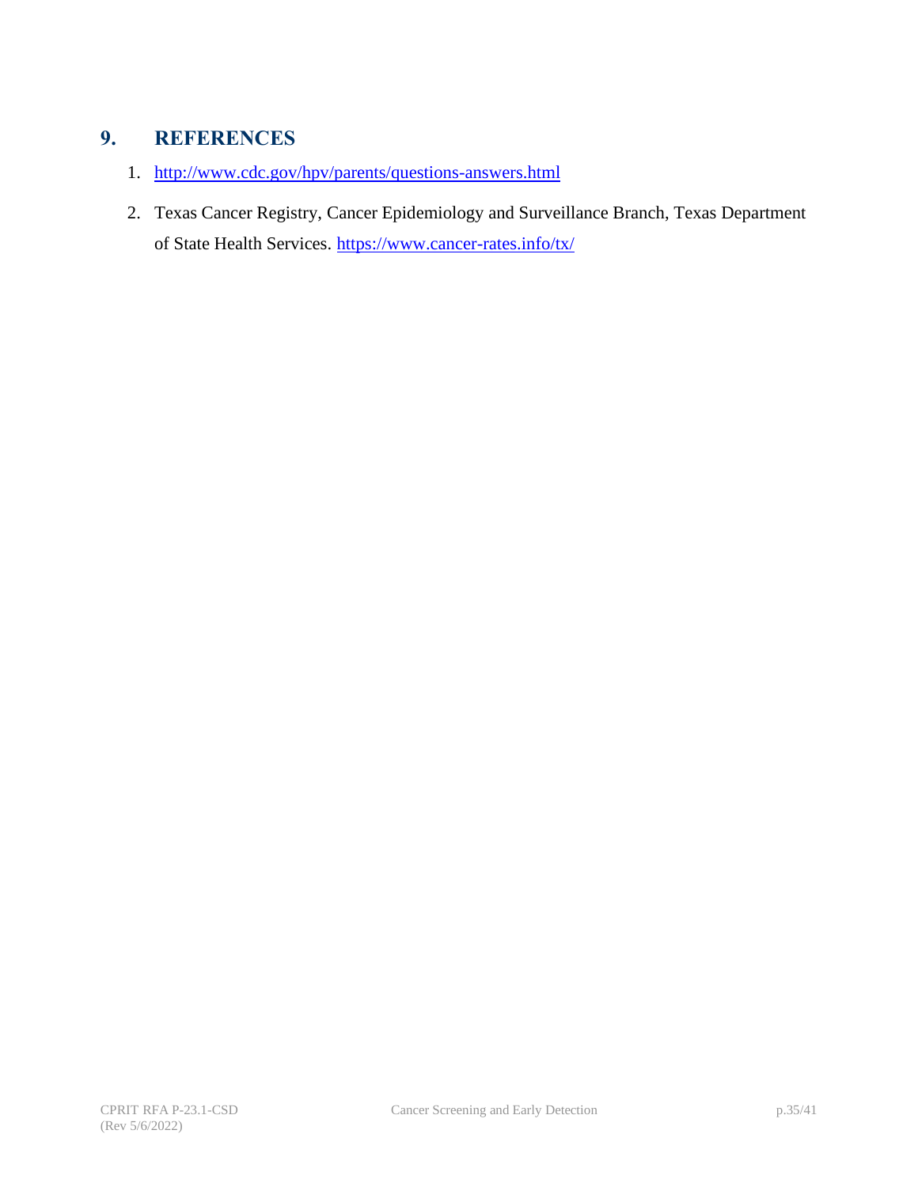## 9. REFERENCES

1. http://www.cdc.gov/hpv/parents/questions-answers.html
2. Texas Cancer Registry, Cancer Epidemiology and Surveillance Branch, Texas Department of State Health Services. https://www.cancer-rates.info/tx/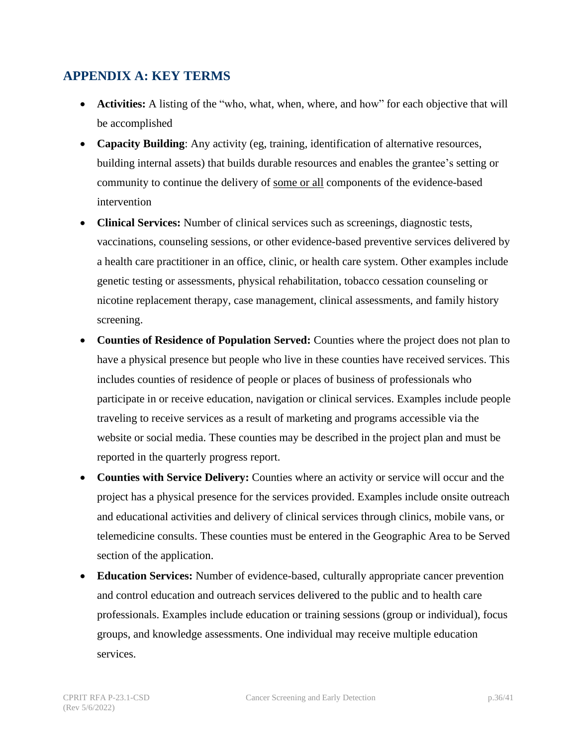## APPENDIX A: KEY TERMS

- **Activities:** A listing of the "who, what, when, where, and how" for each objective that will be accomplished
- **Capacity Building**: Any activity (eg, training, identification of alternative resources, building internal assets) that builds durable resources and enables the grantee's setting or community to continue the delivery of <u>some or all</u> components of the evidence-based intervention
- **Clinical Services:** Number of clinical services such as screenings, diagnostic tests, vaccinations, counseling sessions, or other evidence-based preventive services delivered by a health care practitioner in an office, clinic, or health care system. Other examples include genetic testing or assessments, physical rehabilitation, tobacco cessation counseling or nicotine replacement therapy, case management, clinical assessments, and family history screening.
- **Counties of Residence of Population Served:** Counties where the project does not plan to have a physical presence but people who live in these counties have received services. This includes counties of residence of people or places of business of professionals who participate in or receive education, navigation or clinical services. Examples include people traveling to receive services as a result of marketing and programs accessible via the website or social media. These counties may be described in the project plan and must be reported in the quarterly progress report.
- **Counties with Service Delivery:** Counties where an activity or service will occur and the project has a physical presence for the services provided. Examples include onsite outreach and educational activities and delivery of clinical services through clinics, mobile vans, or telemedicine consults. These counties must be entered in the Geographic Area to be Served section of the application.
- **Education Services:** Number of evidence-based, culturally appropriate cancer prevention and control education and outreach services delivered to the public and to health care professionals. Examples include education or training sessions (group or individual), focus groups, and knowledge assessments. One individual may receive multiple education services.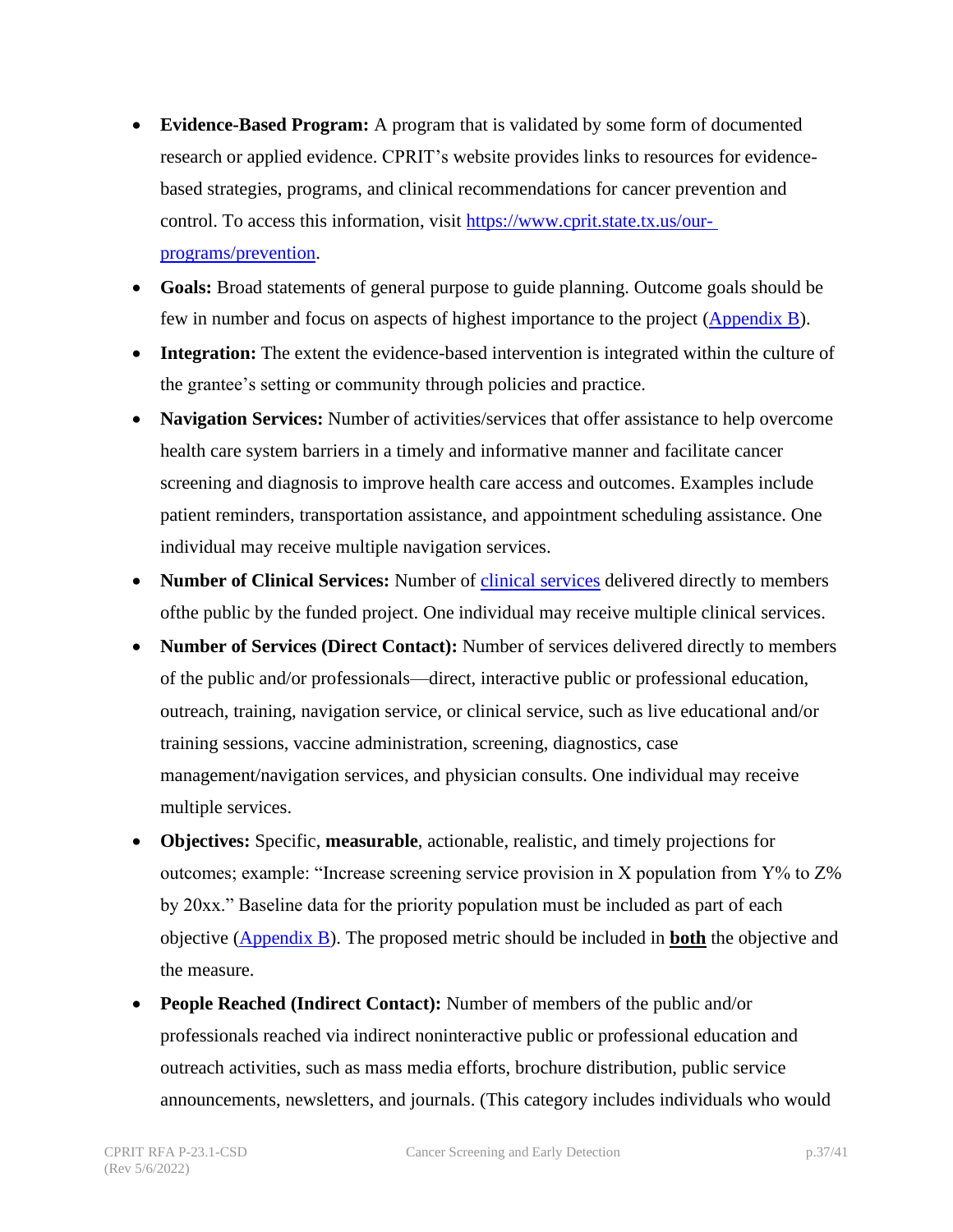- **Evidence-Based Program:** A program that is validated by some form of documented research or applied evidence. CPRIT's website provides links to resources for evidence-based strategies, programs, and clinical recommendations for cancer prevention and control. To access this information, visit [https://www.cprit.state.tx.us/our-programs/prevention](https://www.cprit.state.tx.us/our-programs/prevention).
- **Goals:** Broad statements of general purpose to guide planning. Outcome goals should be few in number and focus on aspects of highest importance to the project ([Appendix B](#)).
- **Integration:** The extent the evidence-based intervention is integrated within the culture of the grantee's setting or community through policies and practice.
- **Navigation Services:** Number of activities/services that offer assistance to help overcome health care system barriers in a timely and informative manner and facilitate cancer screening and diagnosis to improve health care access and outcomes. Examples include patient reminders, transportation assistance, and appointment scheduling assistance. One individual may receive multiple navigation services.
- **Number of Clinical Services:** Number of [clinical services](#) delivered directly to members ofthe public by the funded project. One individual may receive multiple clinical services.
- **Number of Services (Direct Contact):** Number of services delivered directly to members of the public and/or professionals—direct, interactive public or professional education, outreach, training, navigation service, or clinical service, such as live educational and/or training sessions, vaccine administration, screening, diagnostics, case management/navigation services, and physician consults. One individual may receive multiple services.
- **Objectives:** Specific, **measurable**, actionable, realistic, and timely projections for outcomes; example: "Increase screening service provision in X population from Y% to Z% by 20xx." Baseline data for the priority population must be included as part of each objective ([Appendix B](#)). The proposed metric should be included in **both** the objective and the measure.
- **People Reached (Indirect Contact):** Number of members of the public and/or professionals reached via indirect noninteractive public or professional education and outreach activities, such as mass media efforts, brochure distribution, public service announcements, newsletters, and journals. (This category includes individuals who would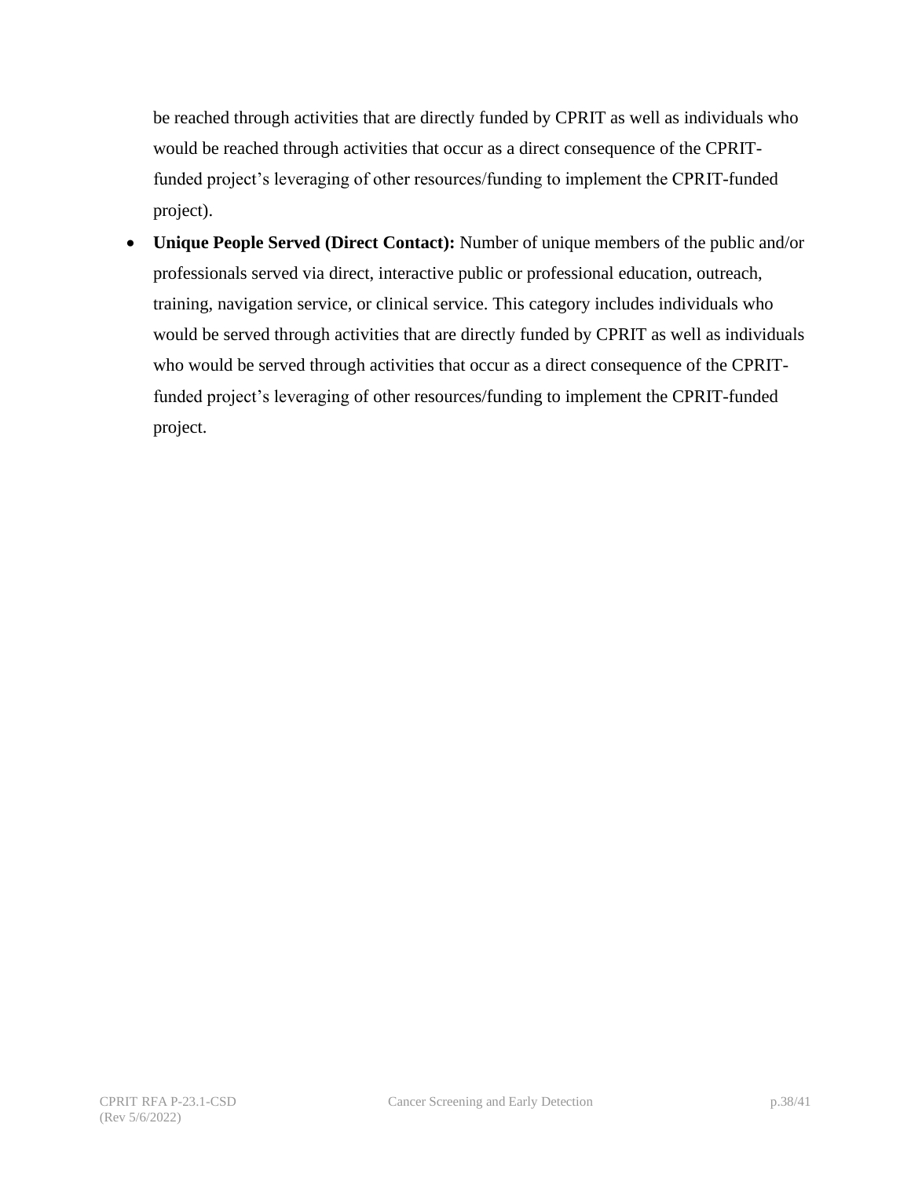be reached through activities that are directly funded by CPRIT as well as individuals who would be reached through activities that occur as a direct consequence of the CPRIT-funded project's leveraging of other resources/funding to implement the CPRIT-funded project).

- **Unique People Served (Direct Contact):** Number of unique members of the public and/or professionals served via direct, interactive public or professional education, outreach, training, navigation service, or clinical service. This category includes individuals who would be served through activities that are directly funded by CPRIT as well as individuals who would be served through activities that occur as a direct consequence of the CPRIT-funded project's leveraging of other resources/funding to implement the CPRIT-funded project.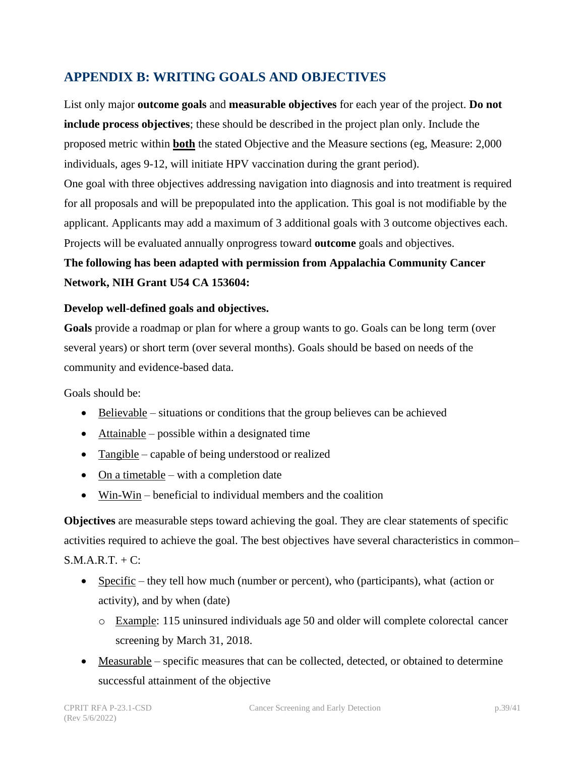## APPENDIX B: WRITING GOALS AND OBJECTIVES

List only major **outcome goals** and **measurable objectives** for each year of the project. **Do not include process objectives**; these should be described in the project plan only. Include the proposed metric within **both** the stated Objective and the Measure sections (eg, Measure: 2,000 individuals, ages 9-12, will initiate HPV vaccination during the grant period).

One goal with three objectives addressing navigation into diagnosis and into treatment is required for all proposals and will be prepopulated into the application. This goal is not modifiable by the applicant. Applicants may add a maximum of 3 additional goals with 3 outcome objectives each. Projects will be evaluated annually onprogress toward **outcome** goals and objectives.

**The following has been adapted with permission from Appalachia Community Cancer Network, NIH Grant U54 CA 153604:**

**Develop well-defined goals and objectives.**

**Goals** provide a roadmap or plan for where a group wants to go. Goals can be long term (over several years) or short term (over several months). Goals should be based on needs of the community and evidence-based data.

Goals should be:

- Believable – situations or conditions that the group believes can be achieved
- Attainable – possible within a designated time
- Tangible – capable of being understood or realized
- On a timetable – with a completion date
- Win-Win – beneficial to individual members and the coalition

**Objectives** are measurable steps toward achieving the goal. They are clear statements of specific activities required to achieve the goal. The best objectives have several characteristics in common– S.M.A.R.T. + C:

- Specific – they tell how much (number or percent), who (participants), what (action or activity), and by when (date)
  - Example: 115 uninsured individuals age 50 and older will complete colorectal cancer screening by March 31, 2018.
- Measurable – specific measures that can be collected, detected, or obtained to determine successful attainment of the objective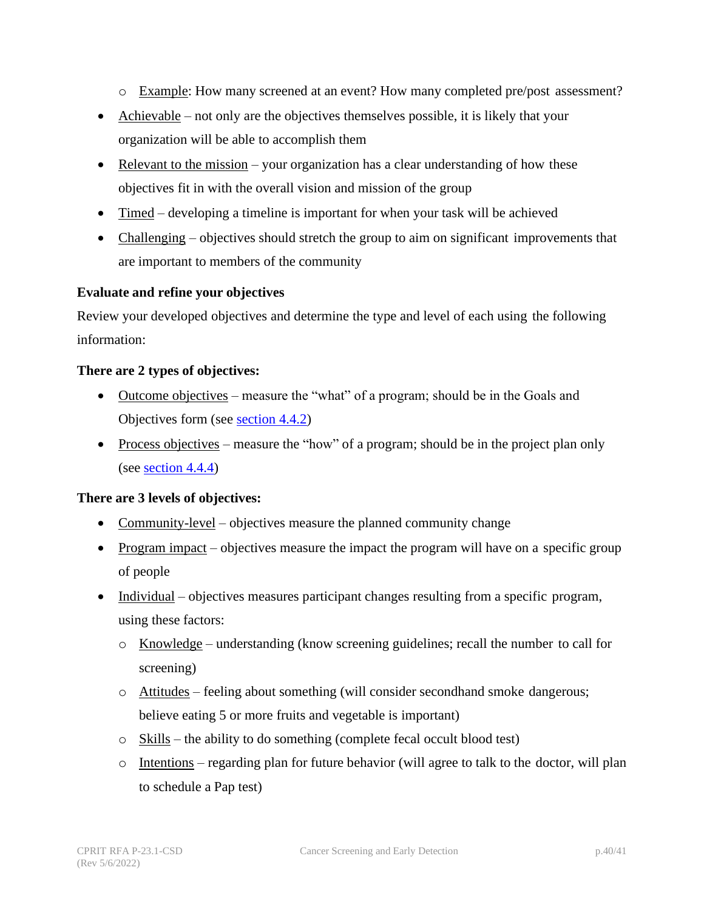- Example: How many screened at an event? How many completed pre/post assessment?
- Achievable – not only are the objectives themselves possible, it is likely that your organization will be able to accomplish them
- Relevant to the mission – your organization has a clear understanding of how these objectives fit in with the overall vision and mission of the group
- Timed – developing a timeline is important for when your task will be achieved
- Challenging – objectives should stretch the group to aim on significant improvements that are important to members of the community

**Evaluate and refine your objectives**

Review your developed objectives and determine the type and level of each using the following information:

**There are 2 types of objectives:**

- Outcome objectives – measure the "what" of a program; should be in the Goals and Objectives form (see section 4.4.2)
- Process objectives – measure the "how" of a program; should be in the project plan only (see section 4.4.4)

**There are 3 levels of objectives:**

- Community-level – objectives measure the planned community change
- Program impact – objectives measure the impact the program will have on a specific group of people
- Individual – objectives measures participant changes resulting from a specific program, using these factors:
  - Knowledge – understanding (know screening guidelines; recall the number to call for screening)
  - Attitudes – feeling about something (will consider secondhand smoke dangerous; believe eating 5 or more fruits and vegetable is important)
  - Skills – the ability to do something (complete fecal occult blood test)
  - Intentions – regarding plan for future behavior (will agree to talk to the doctor, will plan to schedule a Pap test)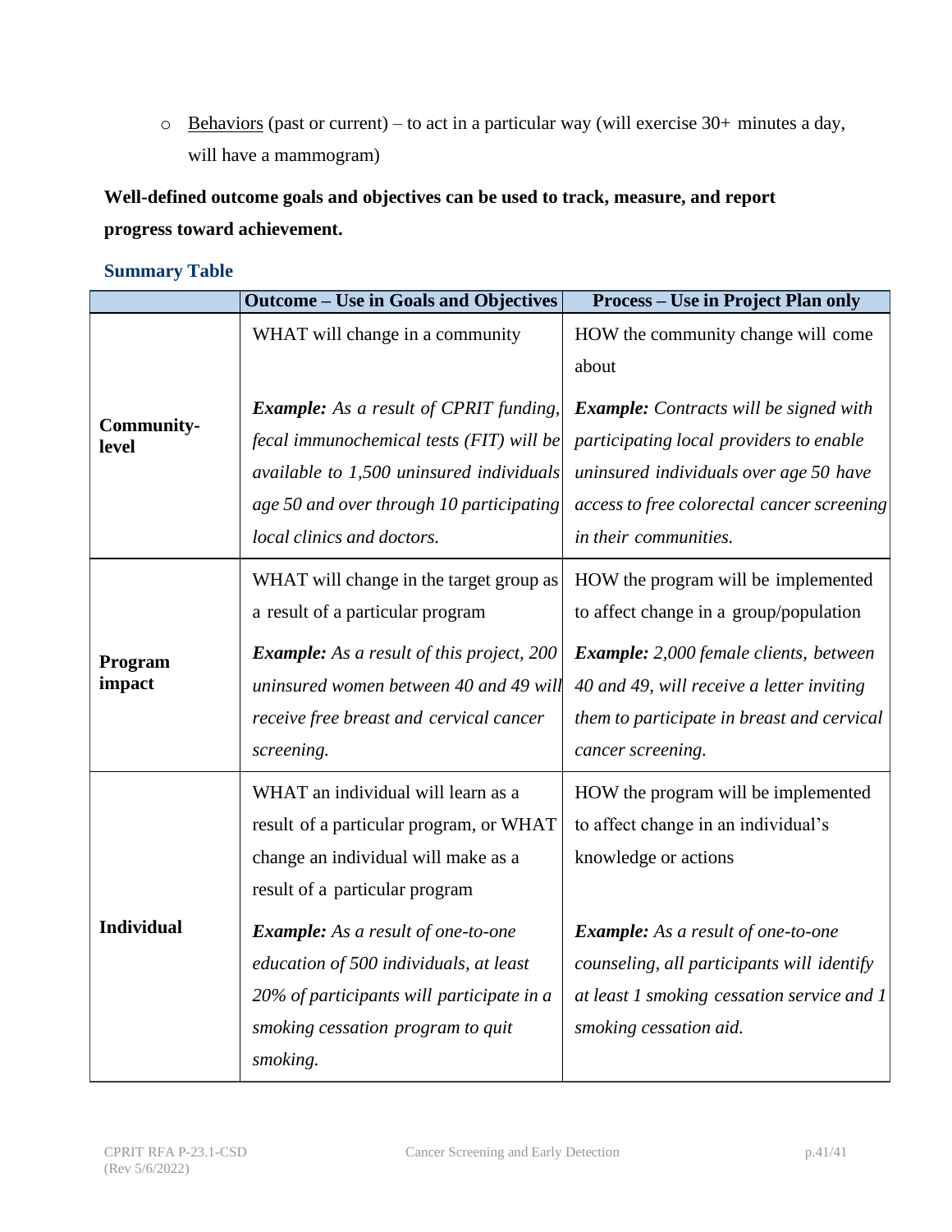- Behaviors (past or current) – to act in a particular way (will exercise 30+ minutes a day, will have a mammogram)

**Well-defined outcome goals and objectives can be used to track, measure, and report progress toward achievement.**

### Summary Table

| | Outcome – Use in Goals and Objectives | Process – Use in Project Plan only |
|---|---|---|
| **Community-level** | WHAT will change in a community<br><br>***Example:*** *As a result of CPRIT funding, fecal immunochemical tests (FIT) will be available to 1,500 uninsured individuals age 50 and over through 10 participating local clinics and doctors.* | HOW the community change will come about<br><br>***Example:*** *Contracts will be signed with participating local providers to enable uninsured individuals over age 50 have access to free colorectal cancer screening in their communities.* |
| **Program impact** | WHAT will change in the target group as a result of a particular program<br><br>***Example:*** *As a result of this project, 200 uninsured women between 40 and 49 will receive free breast and cervical cancer screening.* | HOW the program will be implemented to affect change in a group/population<br><br>***Example:*** *2,000 female clients, between 40 and 49, will receive a letter inviting them to participate in breast and cervical cancer screening.* |
| **Individual** | WHAT an individual will learn as a result of a particular program, or WHAT change an individual will make as a result of a particular program<br><br>***Example:*** *As a result of one-to-one education of 500 individuals, at least 20% of participants will participate in a smoking cessation program to quit smoking.* | HOW the program will be implemented to affect change in an individual's knowledge or actions<br><br>***Example:*** *As a result of one-to-one counseling, all participants will identify at least 1 smoking cessation service and 1 smoking cessation aid.* |